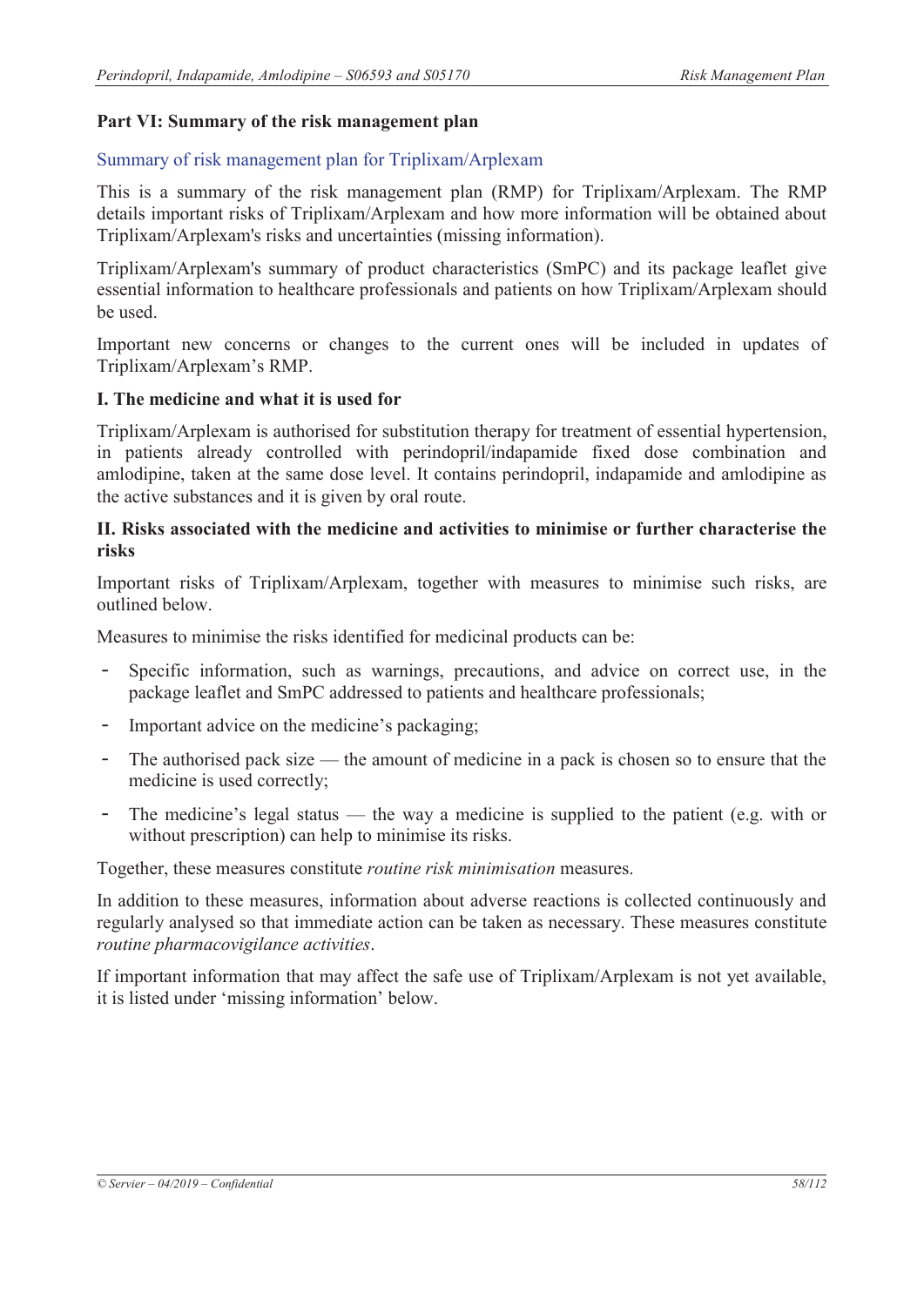## Part VI: Summary of the risk management plan

### Summary of risk management plan for Triplixam/Arplexam

This is a summary of the risk management plan (RMP) for Triplixam/Arplexam. The RMP details important risks of Triplixam/Arplexam and how more information will be obtained about Triplixam/Arplexam's risks and uncertainties (missing information).

Triplixam/Arplexam's summary of product characteristics (SmPC) and its package leaflet give essential information to healthcare professionals and patients on how Triplixam/Arplexam should be used.

Important new concerns or changes to the current ones will be included in updates of Triplixam/Arplexam's RMP.

### I. The medicine and what it is used for

Triplixam/Arplexam is authorised for substitution therapy for treatment of essential hypertension, in patients already controlled with perindopril/indapamide fixed dose combination and amlodipine, taken at the same dose level. It contains perindopril, indapamide and amlodipine as the active substances and it is given by oral route.

### II. Risks associated with the medicine and activities to minimise or further characterise the risks

Important risks of Triplixam/Arplexam, together with measures to minimise such risks, are outlined below.

Measures to minimise the risks identified for medicinal products can be:

- Specific information, such as warnings, precautions, and advice on correct use, in the package leaflet and SmPC addressed to patients and healthcare professionals;
- Important advice on the medicine's packaging;
- The authorised pack size — the amount of medicine in a pack is chosen so to ensure that the medicine is used correctly;
- The medicine's legal status — the way a medicine is supplied to the patient (e.g. with or without prescription) can help to minimise its risks.

Together, these measures constitute *routine risk minimisation* measures.

In addition to these measures, information about adverse reactions is collected continuously and regularly analysed so that immediate action can be taken as necessary. These measures constitute *routine pharmacovigilance activities*.

If important information that may affect the safe use of Triplixam/Arplexam is not yet available, it is listed under 'missing information' below.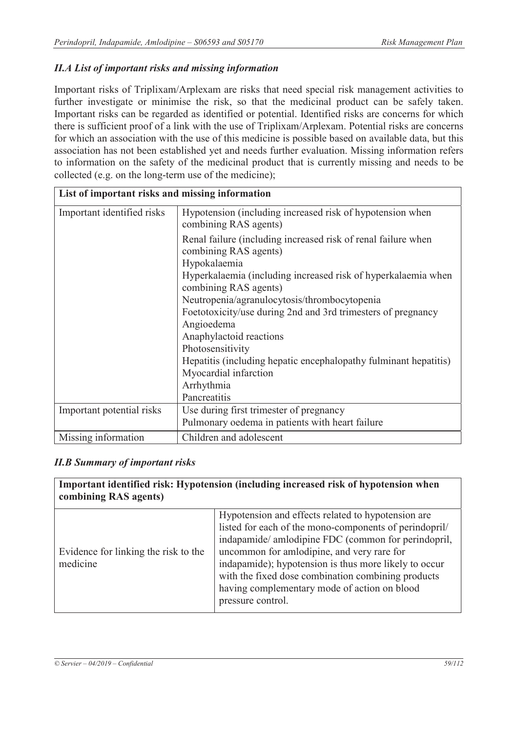### *II.A List of important risks and missing information*

Important risks of Triplixam/Arplexam are risks that need special risk management activities to further investigate or minimise the risk, so that the medicinal product can be safely taken. Important risks can be regarded as identified or potential. Identified risks are concerns for which there is sufficient proof of a link with the use of Triplixam/Arplexam. Potential risks are concerns for which an association with the use of this medicine is possible based on available data, but this association has not been established yet and needs further evaluation. Missing information refers to information on the safety of the medicinal product that is currently missing and needs to be collected (e.g. on the long-term use of the medicine);

| **List of important risks and missing information** | |
|---|---|
| Important identified risks | Hypotension (including increased risk of hypotension when combining RAS agents)<br>Renal failure (including increased risk of renal failure when combining RAS agents)<br>Hypokalaemia<br>Hyperkalaemia (including increased risk of hyperkalaemia when combining RAS agents)<br>Neutropenia/agranulocytosis/thrombocytopenia<br>Foetotoxicity/use during 2nd and 3rd trimesters of pregnancy<br>Angioedema<br>Anaphylactoid reactions<br>Photosensitivity<br>Hepatitis (including hepatic encephalopathy fulminant hepatitis)<br>Myocardial infarction<br>Arrhythmia<br>Pancreatitis |
| Important potential risks | Use during first trimester of pregnancy<br>Pulmonary oedema in patients with heart failure |
| Missing information | Children and adolescent |

### *II.B Summary of important risks*

| **Important identified risk: Hypotension (including increased risk of hypotension when combining RAS agents)** | |
|---|---|
| Evidence for linking the risk to the medicine | Hypotension and effects related to hypotension are listed for each of the mono-components of perindopril/ indapamide/ amlodipine FDC (common for perindopril, uncommon for amlodipine, and very rare for indapamide); hypotension is thus more likely to occur with the fixed dose combination combining products having complementary mode of action on blood pressure control. |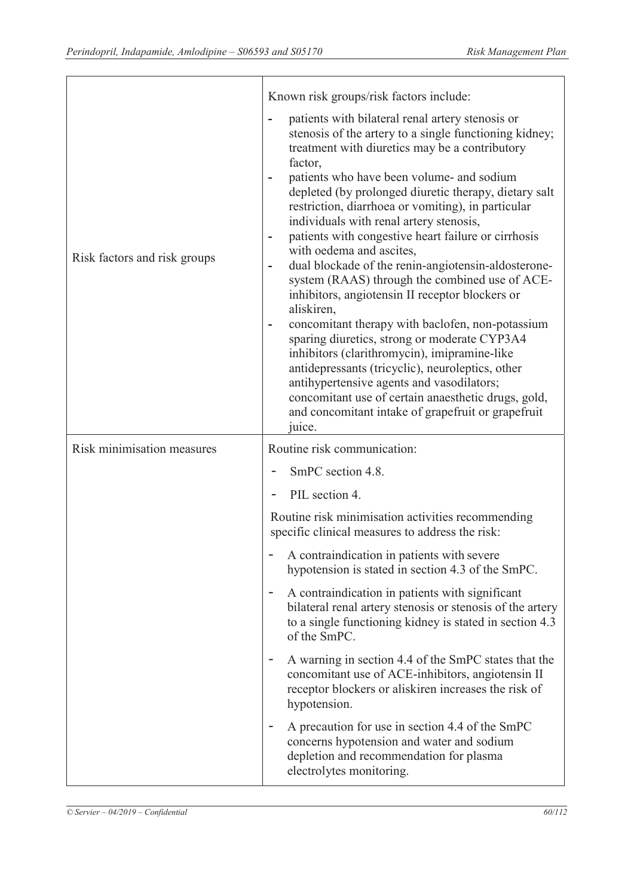| | |
|---|---|
| Risk factors and risk groups | Known risk groups/risk factors include:<br>- patients with bilateral renal artery stenosis or stenosis of the artery to a single functioning kidney; treatment with diuretics may be a contributory factor,<br>- patients who have been volume- and sodium depleted (by prolonged diuretic therapy, dietary salt restriction, diarrhoea or vomiting), in particular individuals with renal artery stenosis,<br>- patients with congestive heart failure or cirrhosis with oedema and ascites,<br>- dual blockade of the renin-angiotensin-aldosterone-system (RAAS) through the combined use of ACE-inhibitors, angiotensin II receptor blockers or aliskiren,<br>- concomitant therapy with baclofen, non-potassium sparing diuretics, strong or moderate CYP3A4 inhibitors (clarithromycin), imipramine-like antidepressants (tricyclic), neuroleptics, other antihypertensive agents and vasodilators; concomitant use of certain anaesthetic drugs, gold, and concomitant intake of grapefruit or grapefruit juice. |
| Risk minimisation measures | Routine risk communication:<br>- SmPC section 4.8.<br>- PIL section 4.<br>Routine risk minimisation activities recommending specific clinical measures to address the risk:<br>- A contraindication in patients with severe hypotension is stated in section 4.3 of the SmPC.<br>- A contraindication in patients with significant bilateral renal artery stenosis or stenosis of the artery to a single functioning kidney is stated in section 4.3 of the SmPC.<br>- A warning in section 4.4 of the SmPC states that the concomitant use of ACE-inhibitors, angiotensin II receptor blockers or aliskiren increases the risk of hypotension.<br>- A precaution for use in section 4.4 of the SmPC concerns hypotension and water and sodium depletion and recommendation for plasma electrolytes monitoring. |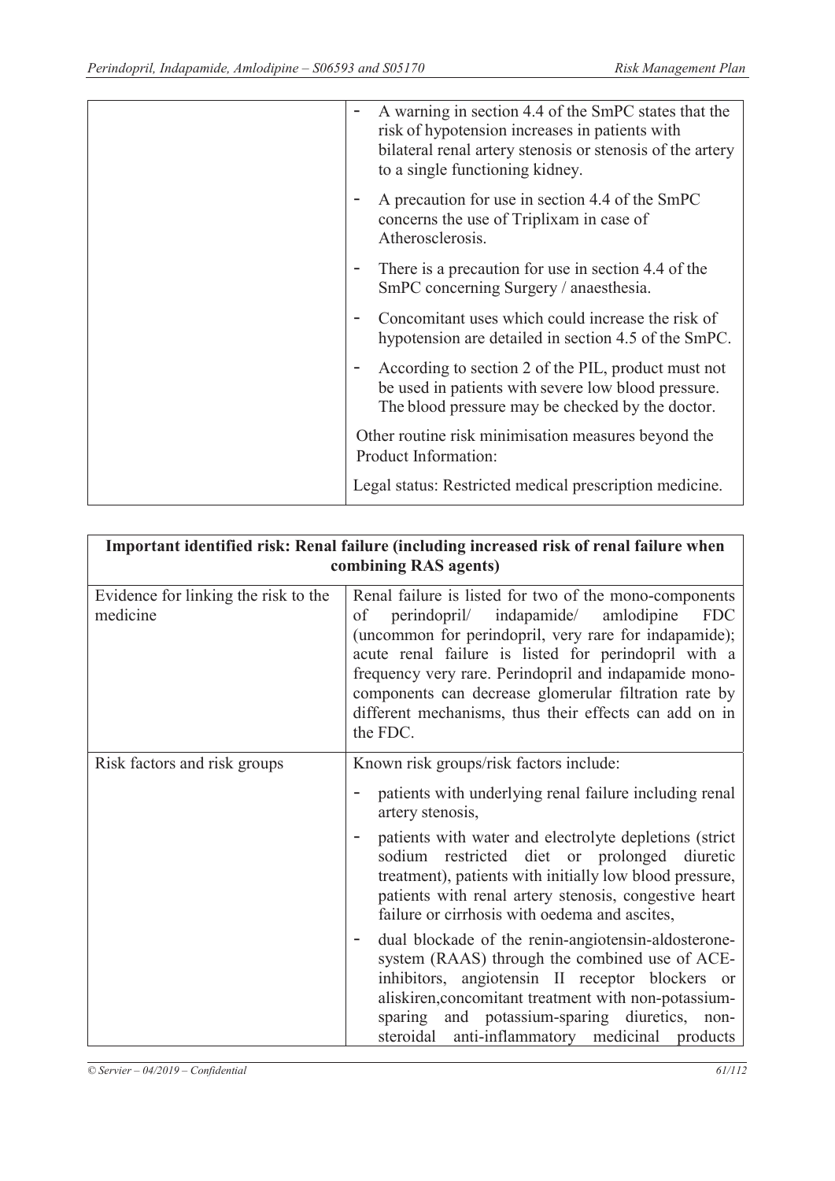| | |
|---|---|
| | - A warning in section 4.4 of the SmPC states that the risk of hypotension increases in patients with bilateral renal artery stenosis or stenosis of the artery to a single functioning kidney.<br>- A precaution for use in section 4.4 of the SmPC concerns the use of Triplixam in case of Atherosclerosis.<br>- There is a precaution for use in section 4.4 of the SmPC concerning Surgery / anaesthesia.<br>- Concomitant uses which could increase the risk of hypotension are detailed in section 4.5 of the SmPC.<br>- According to section 2 of the PIL, product must not be used in patients with severe low blood pressure. The blood pressure may be checked by the doctor.<br><br>Other routine risk minimisation measures beyond the Product Information:<br><br>Legal status: Restricted medical prescription medicine. |

| **Important identified risk: Renal failure (including increased risk of renal failure when combining RAS agents)** | |
|---|---|
| Evidence for linking the risk to the medicine | Renal failure is listed for two of the mono-components of perindopril/ indapamide/ amlodipine FDC (uncommon for perindopril, very rare for indapamide); acute renal failure is listed for perindopril with a frequency very rare. Perindopril and indapamide mono-components can decrease glomerular filtration rate by different mechanisms, thus their effects can add on in the FDC. |
| Risk factors and risk groups | Known risk groups/risk factors include:<br>- patients with underlying renal failure including renal artery stenosis,<br>- patients with water and electrolyte depletions (strict sodium restricted diet or prolonged diuretic treatment), patients with initially low blood pressure, patients with renal artery stenosis, congestive heart failure or cirrhosis with oedema and ascites,<br>- dual blockade of the renin-angiotensin-aldosterone-system (RAAS) through the combined use of ACE-inhibitors, angiotensin II receptor blockers or aliskiren,concomitant treatment with non-potassium-sparing and potassium-sparing diuretics, non-steroidal anti-inflammatory medicinal products |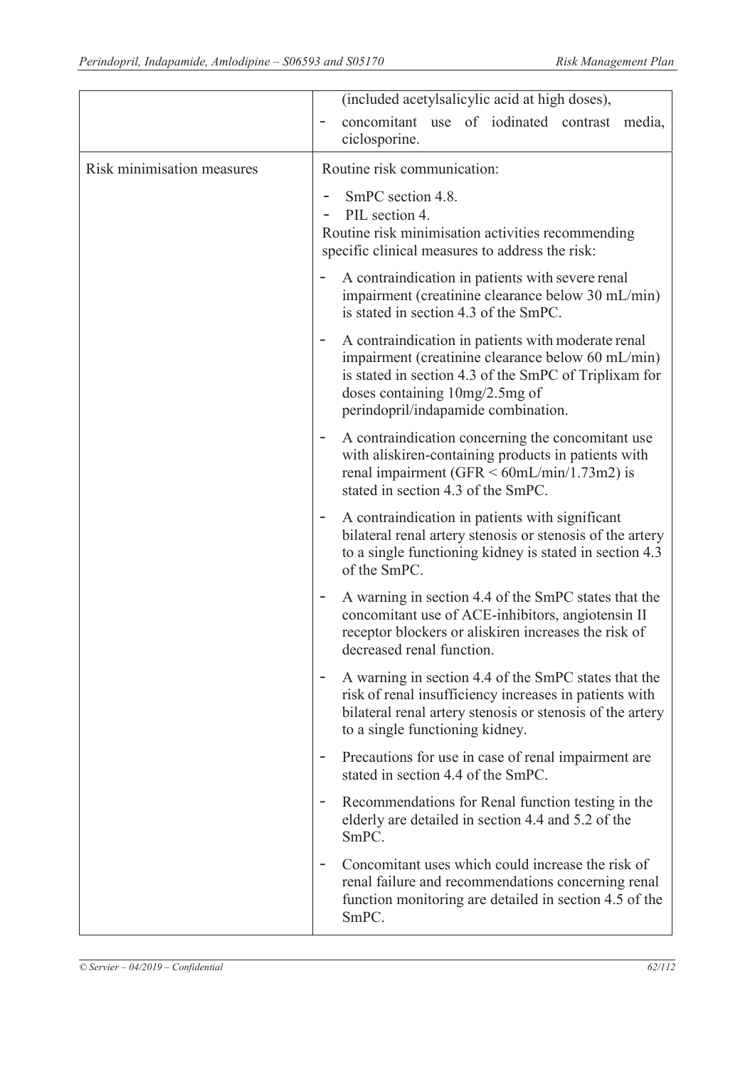|  |  |
|---|---|
|  | (included acetylsalicylic acid at high doses),<br>- concomitant use of iodinated contrast media, ciclosporine. |
| Risk minimisation measures | Routine risk communication:<br>- SmPC section 4.8.<br>- PIL section 4.<br>Routine risk minimisation activities recommending specific clinical measures to address the risk:<br>- A contraindication in patients with severe renal impairment (creatinine clearance below 30 mL/min) is stated in section 4.3 of the SmPC.<br>- A contraindication in patients with moderate renal impairment (creatinine clearance below 60 mL/min) is stated in section 4.3 of the SmPC of Triplixam for doses containing 10mg/2.5mg of perindopril/indapamide combination.<br>- A contraindication concerning the concomitant use with aliskiren-containing products in patients with renal impairment (GFR < 60mL/min/1.73m2) is stated in section 4.3 of the SmPC.<br>- A contraindication in patients with significant bilateral renal artery stenosis or stenosis of the artery to a single functioning kidney is stated in section 4.3 of the SmPC.<br>- A warning in section 4.4 of the SmPC states that the concomitant use of ACE-inhibitors, angiotensin II receptor blockers or aliskiren increases the risk of decreased renal function.<br>- A warning in section 4.4 of the SmPC states that the risk of renal insufficiency increases in patients with bilateral renal artery stenosis or stenosis of the artery to a single functioning kidney.<br>- Precautions for use in case of renal impairment are stated in section 4.4 of the SmPC.<br>- Recommendations for Renal function testing in the elderly are detailed in section 4.4 and 5.2 of the SmPC.<br>- Concomitant uses which could increase the risk of renal failure and recommendations concerning renal function monitoring are detailed in section 4.5 of the SmPC. |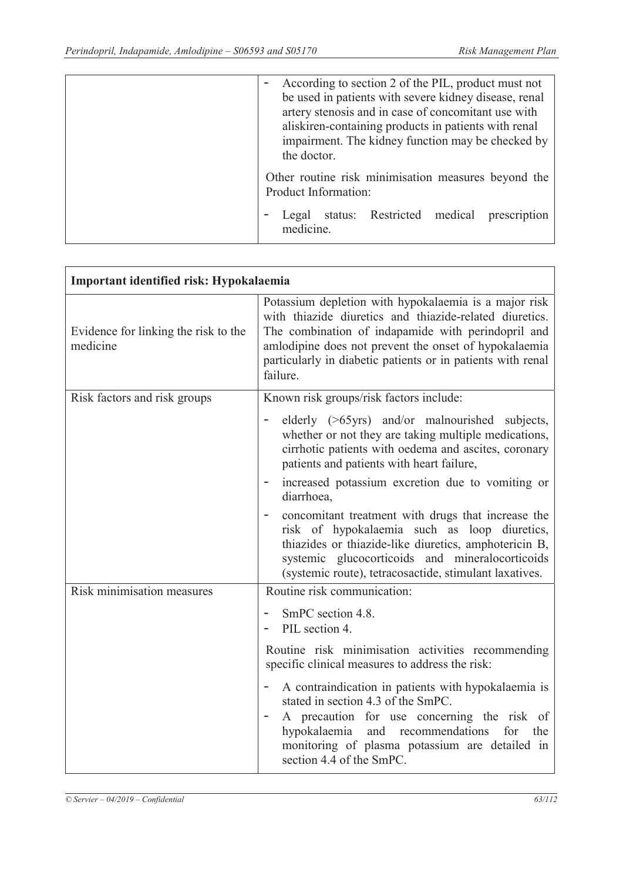| | |
|---|---|
| | - According to section 2 of the PIL, product must not be used in patients with severe kidney disease, renal artery stenosis and in case of concomitant use with aliskiren-containing products in patients with renal impairment. The kidney function may be checked by the doctor.<br><br>Other routine risk minimisation measures beyond the Product Information:<br><br>- Legal status: Restricted medical prescription medicine. |

| **Important identified risk: Hypokalaemia** | |
|---|---|
| Evidence for linking the risk to the medicine | Potassium depletion with hypokalaemia is a major risk with thiazide diuretics and thiazide-related diuretics. The combination of indapamide with perindopril and amlodipine does not prevent the onset of hypokalaemia particularly in diabetic patients or in patients with renal failure. |
| Risk factors and risk groups | Known risk groups/risk factors include:<br><br>- elderly (>65yrs) and/or malnourished subjects, whether or not they are taking multiple medications, cirrhotic patients with oedema and ascites, coronary patients and patients with heart failure,<br>- increased potassium excretion due to vomiting or diarrhoea,<br>- concomitant treatment with drugs that increase the risk of hypokalaemia such as loop diuretics, thiazides or thiazide-like diuretics, amphotericin B, systemic glucocorticoids and mineralocorticoids (systemic route), tetracosactide, stimulant laxatives. |
| Risk minimisation measures | Routine risk communication:<br><br>- SmPC section 4.8.<br>- PIL section 4.<br><br>Routine risk minimisation activities recommending specific clinical measures to address the risk:<br><br>- A contraindication in patients with hypokalaemia is stated in section 4.3 of the SmPC.<br>- A precaution for use concerning the risk of hypokalaemia and recommendations for the monitoring of plasma potassium are detailed in section 4.4 of the SmPC. |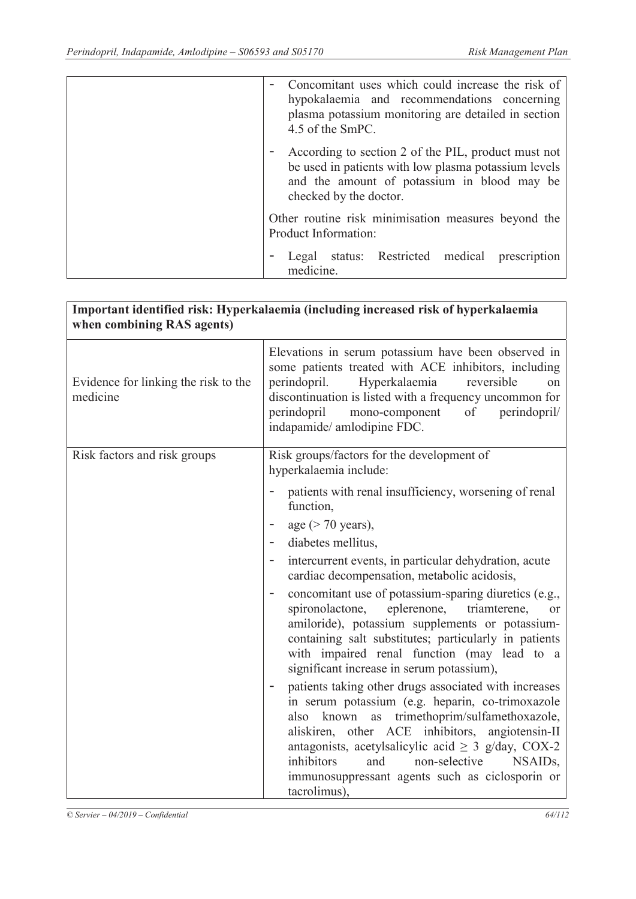| | - Concomitant uses which could increase the risk of hypokalaemia and recommendations concerning plasma potassium monitoring are detailed in section 4.5 of the SmPC.<br>- According to section 2 of the PIL, product must not be used in patients with low plasma potassium levels and the amount of potassium in blood may be checked by the doctor.<br><br>Other routine risk minimisation measures beyond the Product Information:<br>- Legal status: Restricted medical prescription medicine. |
|---|---|

| **Important identified risk: Hyperkalaemia (including increased risk of hyperkalaemia when combining RAS agents)** | |
|---|---|
| Evidence for linking the risk to the medicine | Elevations in serum potassium have been observed in some patients treated with ACE inhibitors, including perindopril. Hyperkalaemia reversible on discontinuation is listed with a frequency uncommon for perindopril mono-component of perindopril/ indapamide/ amlodipine FDC. |
| Risk factors and risk groups | Risk groups/factors for the development of hyperkalaemia include:<br>- patients with renal insufficiency, worsening of renal function,<br>- age (> 70 years),<br>- diabetes mellitus,<br>- intercurrent events, in particular dehydration, acute cardiac decompensation, metabolic acidosis,<br>- concomitant use of potassium-sparing diuretics (e.g., spironolactone, eplerenone, triamterene, or amiloride), potassium supplements or potassium-containing salt substitutes; particularly in patients with impaired renal function (may lead to a significant increase in serum potassium),<br>- patients taking other drugs associated with increases in serum potassium (e.g. heparin, co-trimoxazole also known as trimethoprim/sulfamethoxazole, aliskiren, other ACE inhibitors, angiotensin-II antagonists, acetylsalicylic acid ≥ 3 g/day, COX-2 inhibitors and non-selective NSAIDs, immunosuppressant agents such as ciclosporin or tacrolimus), |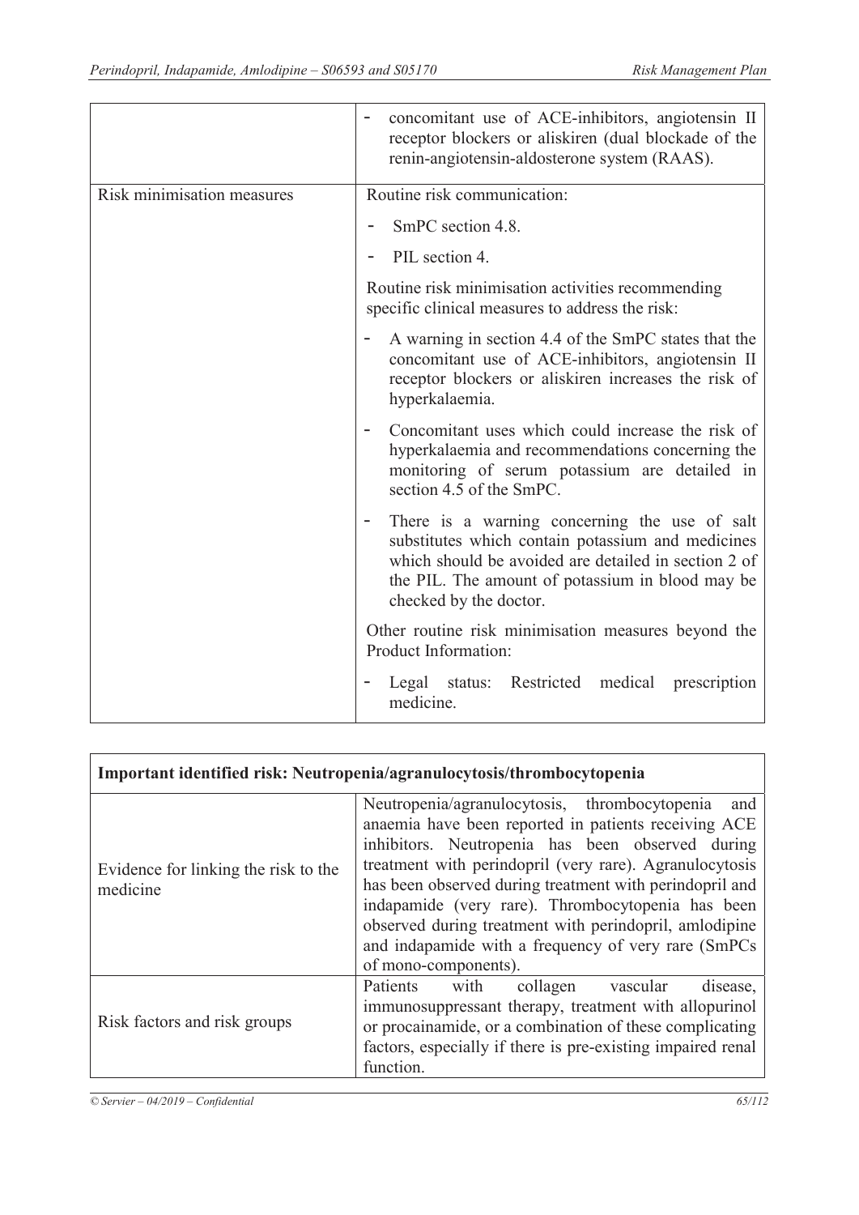| | |
|---|---|
| | - concomitant use of ACE-inhibitors, angiotensin II receptor blockers or aliskiren (dual blockade of the renin-angiotensin-aldosterone system (RAAS). |
| Risk minimisation measures | Routine risk communication:<br>- SmPC section 4.8.<br>- PIL section 4.<br>Routine risk minimisation activities recommending specific clinical measures to address the risk:<br>- A warning in section 4.4 of the SmPC states that the concomitant use of ACE-inhibitors, angiotensin II receptor blockers or aliskiren increases the risk of hyperkalaemia.<br>- Concomitant uses which could increase the risk of hyperkalaemia and recommendations concerning the monitoring of serum potassium are detailed in section 4.5 of the SmPC.<br>- There is a warning concerning the use of salt substitutes which contain potassium and medicines which should be avoided are detailed in section 2 of the PIL. The amount of potassium in blood may be checked by the doctor.<br>Other routine risk minimisation measures beyond the Product Information:<br>- Legal status: Restricted medical prescription medicine. |

| **Important identified risk: Neutropenia/agranulocytosis/thrombocytopenia** | |
|---|---|
| Evidence for linking the risk to the medicine | Neutropenia/agranulocytosis, thrombocytopenia and anaemia have been reported in patients receiving ACE inhibitors. Neutropenia has been observed during treatment with perindopril (very rare). Agranulocytosis has been observed during treatment with perindopril and indapamide (very rare). Thrombocytopenia has been observed during treatment with perindopril, amlodipine and indapamide with a frequency of very rare (SmPCs of mono-components). |
| Risk factors and risk groups | Patients with collagen vascular disease, immunosuppressant therapy, treatment with allopurinol or procainamide, or a combination of these complicating factors, especially if there is pre-existing impaired renal function. |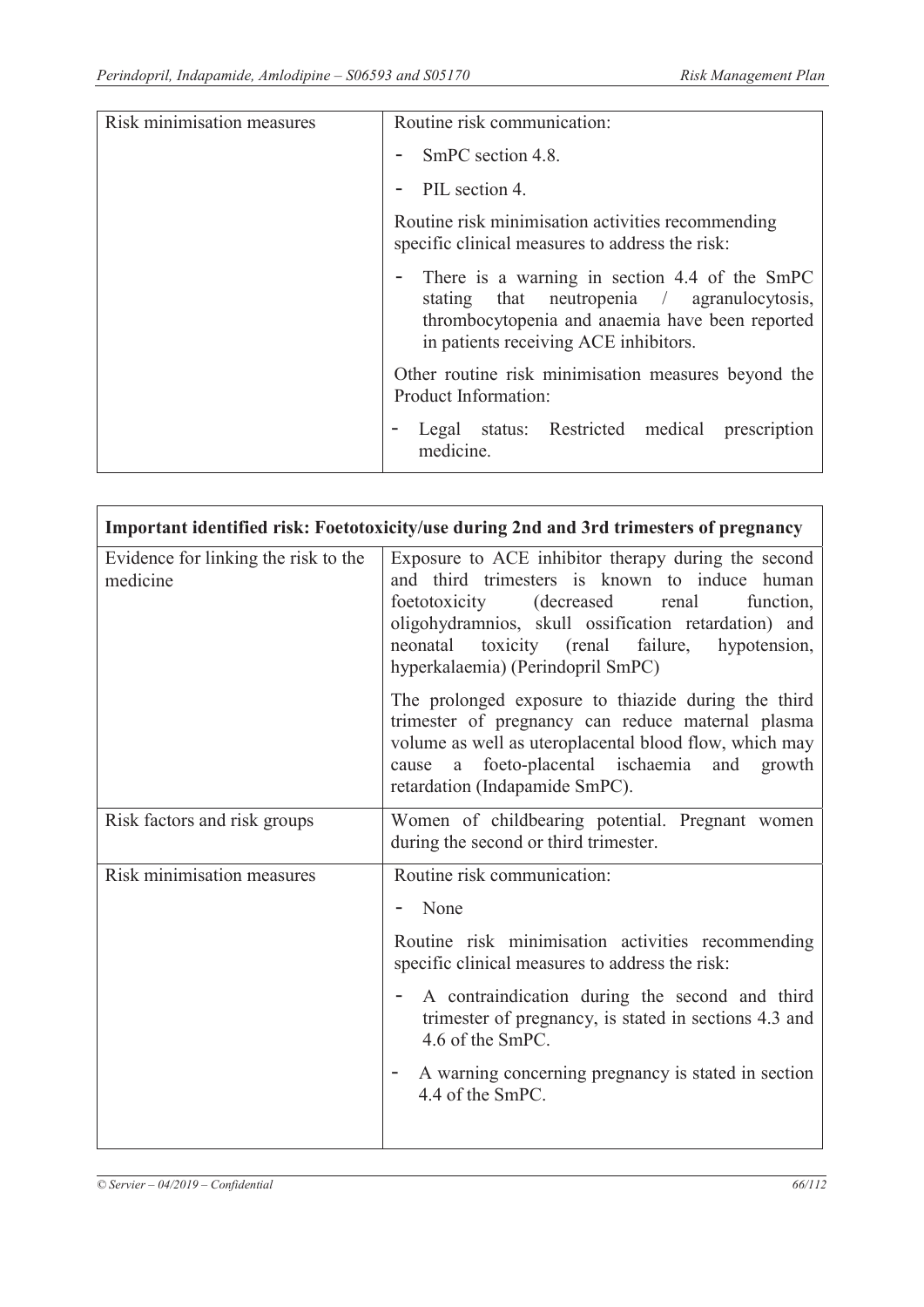| | |
|---|---|
| Risk minimisation measures | Routine risk communication:<br>- SmPC section 4.8.<br>- PIL section 4.<br>Routine risk minimisation activities recommending specific clinical measures to address the risk:<br>- There is a warning in section 4.4 of the SmPC stating that neutropenia / agranulocytosis, thrombocytopenia and anaemia have been reported in patients receiving ACE inhibitors.<br>Other routine risk minimisation measures beyond the Product Information:<br>- Legal status: Restricted medical prescription medicine. |

| **Important identified risk: Foetotoxicity/use during 2nd and 3rd trimesters of pregnancy** | |
|---|---|
| Evidence for linking the risk to the medicine | Exposure to ACE inhibitor therapy during the second and third trimesters is known to induce human foetotoxicity (decreased renal function, oligohydramnios, skull ossification retardation) and neonatal toxicity (renal failure, hypotension, hyperkalaemia) (Perindopril SmPC)<br>The prolonged exposure to thiazide during the third trimester of pregnancy can reduce maternal plasma volume as well as uteroplacental blood flow, which may cause a foeto-placental ischaemia and growth retardation (Indapamide SmPC). |
| Risk factors and risk groups | Women of childbearing potential. Pregnant women during the second or third trimester. |
| Risk minimisation measures | Routine risk communication:<br>- None<br>Routine risk minimisation activities recommending specific clinical measures to address the risk:<br>- A contraindication during the second and third trimester of pregnancy, is stated in sections 4.3 and 4.6 of the SmPC.<br>- A warning concerning pregnancy is stated in section 4.4 of the SmPC. |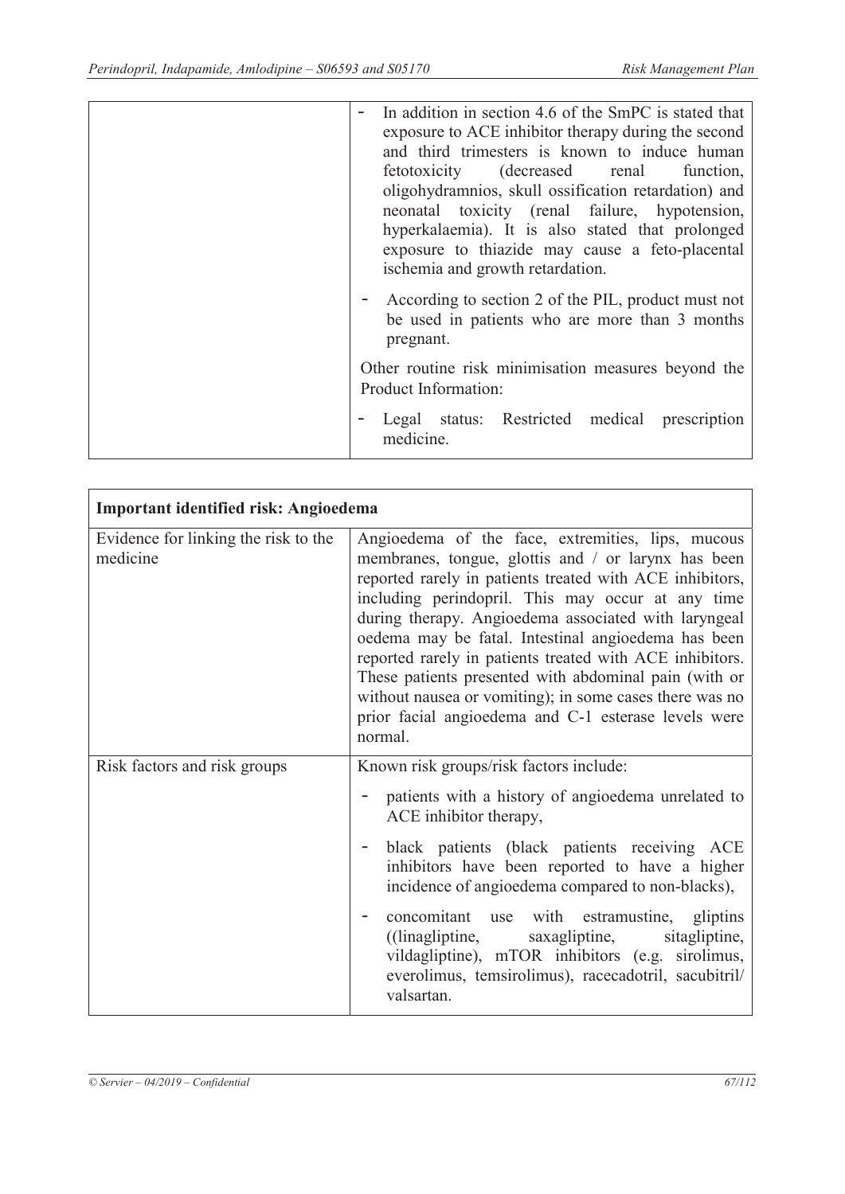| | - In addition in section 4.6 of the SmPC is stated that exposure to ACE inhibitor therapy during the second and third trimesters is known to induce human fetotoxicity (decreased renal function, oligohydramnios, skull ossification retardation) and neonatal toxicity (renal failure, hypotension, hyperkalaemia). It is also stated that prolonged exposure to thiazide may cause a feto-placental ischemia and growth retardation.<br>- According to section 2 of the PIL, product must not be used in patients who are more than 3 months pregnant.<br><br>Other routine risk minimisation measures beyond the Product Information:<br><br>- Legal status: Restricted medical prescription medicine. |
|---|---|

| **Important identified risk: Angioedema** | |
|---|---|
| Evidence for linking the risk to the medicine | Angioedema of the face, extremities, lips, mucous membranes, tongue, glottis and / or larynx has been reported rarely in patients treated with ACE inhibitors, including perindopril. This may occur at any time during therapy. Angioedema associated with laryngeal oedema may be fatal. Intestinal angioedema has been reported rarely in patients treated with ACE inhibitors. These patients presented with abdominal pain (with or without nausea or vomiting); in some cases there was no prior facial angioedema and C-1 esterase levels were normal. |
| Risk factors and risk groups | Known risk groups/risk factors include:<br><br>- patients with a history of angioedema unrelated to ACE inhibitor therapy,<br>- black patients (black patients receiving ACE inhibitors have been reported to have a higher incidence of angioedema compared to non-blacks),<br>- concomitant use with estramustine, gliptins ((linagliptine, saxagliptine, sitagliptine, vildagliptine), mTOR inhibitors (e.g. sirolimus, everolimus, temsirolimus), racecadotril, sacubitril/ valsartan. |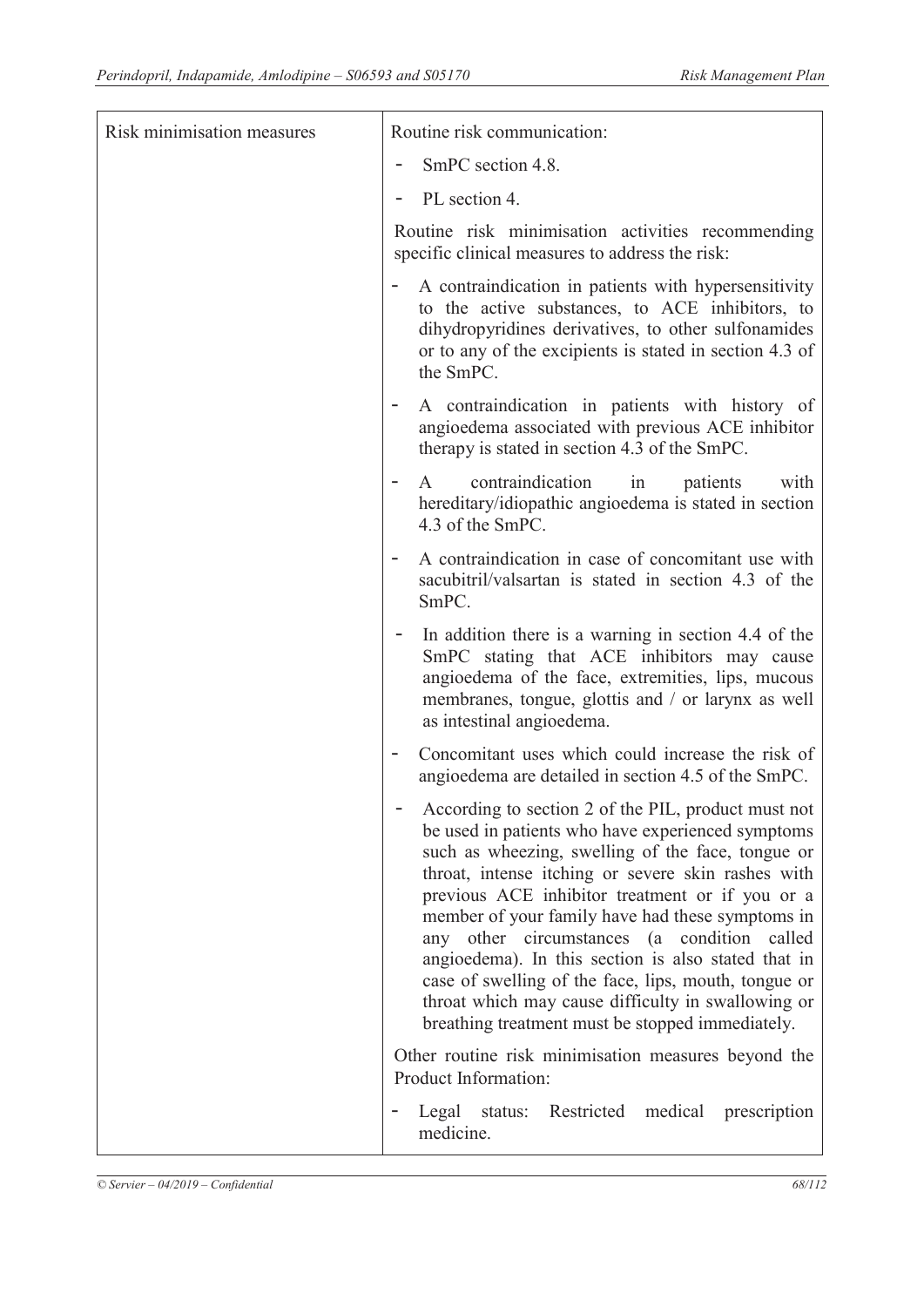| Risk minimisation measures | Routine risk communication:<br>- SmPC section 4.8.<br>- PL section 4.<br>Routine risk minimisation activities recommending specific clinical measures to address the risk:<br>- A contraindication in patients with hypersensitivity to the active substances, to ACE inhibitors, to dihydropyridines derivatives, to other sulfonamides or to any of the excipients is stated in section 4.3 of the SmPC.<br>- A contraindication in patients with history of angioedema associated with previous ACE inhibitor therapy is stated in section 4.3 of the SmPC.<br>- A contraindication in patients with hereditary/idiopathic angioedema is stated in section 4.3 of the SmPC.<br>- A contraindication in case of concomitant use with sacubitril/valsartan is stated in section 4.3 of the SmPC.<br>- In addition there is a warning in section 4.4 of the SmPC stating that ACE inhibitors may cause angioedema of the face, extremities, lips, mucous membranes, tongue, glottis and / or larynx as well as intestinal angioedema.<br>- Concomitant uses which could increase the risk of angioedema are detailed in section 4.5 of the SmPC.<br>- According to section 2 of the PIL, product must not be used in patients who have experienced symptoms such as wheezing, swelling of the face, tongue or throat, intense itching or severe skin rashes with previous ACE inhibitor treatment or if you or a member of your family have had these symptoms in any other circumstances (a condition called angioedema). In this section is also stated that in case of swelling of the face, lips, mouth, tongue or throat which may cause difficulty in swallowing or breathing treatment must be stopped immediately.<br>Other routine risk minimisation measures beyond the Product Information:<br>- Legal status: Restricted medical prescription medicine. |
|---|---|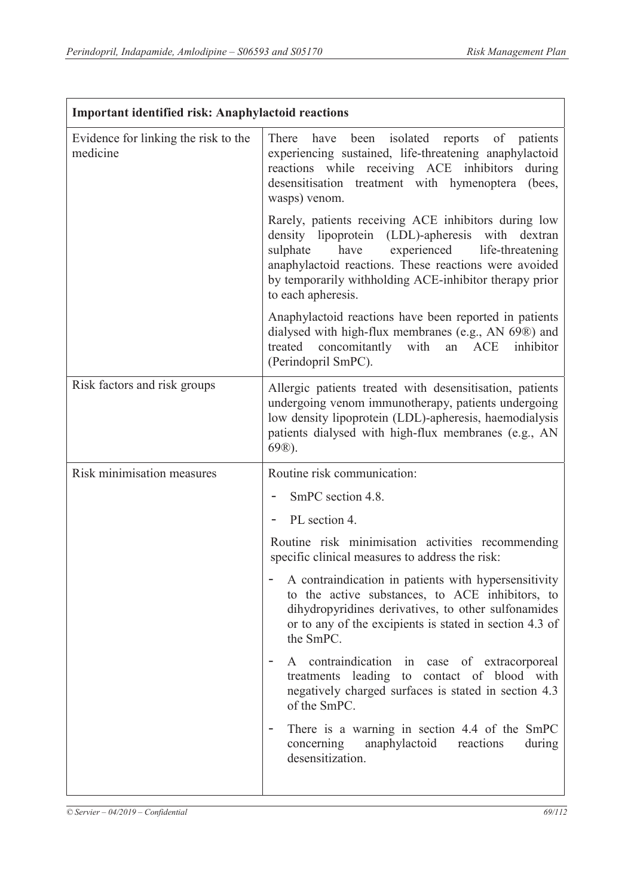| Important identified risk: Anaphylactoid reactions | |
|---|---|
| Evidence for linking the risk to the medicine | There have been isolated reports of patients experiencing sustained, life-threatening anaphylactoid reactions while receiving ACE inhibitors during desensitisation treatment with hymenoptera (bees, wasps) venom.<br><br>Rarely, patients receiving ACE inhibitors during low density lipoprotein (LDL)-apheresis with dextran sulphate have experienced life-threatening anaphylactoid reactions. These reactions were avoided by temporarily withholding ACE-inhibitor therapy prior to each apheresis.<br><br>Anaphylactoid reactions have been reported in patients dialysed with high-flux membranes (e.g., AN 69®) and treated concomitantly with an ACE inhibitor (Perindopril SmPC). |
| Risk factors and risk groups | Allergic patients treated with desensitisation, patients undergoing venom immunotherapy, patients undergoing low density lipoprotein (LDL)-apheresis, haemodialysis patients dialysed with high-flux membranes (e.g., AN 69®). |
| Risk minimisation measures | Routine risk communication:<br>- SmPC section 4.8.<br>- PL section 4.<br><br>Routine risk minimisation activities recommending specific clinical measures to address the risk:<br>- A contraindication in patients with hypersensitivity to the active substances, to ACE inhibitors, to dihydropyridines derivatives, to other sulfonamides or to any of the excipients is stated in section 4.3 of the SmPC.<br>- A contraindication in case of extracorporeal treatments leading to contact of blood with negatively charged surfaces is stated in section 4.3 of the SmPC.<br>- There is a warning in section 4.4 of the SmPC concerning anaphylactoid reactions during desensitization. |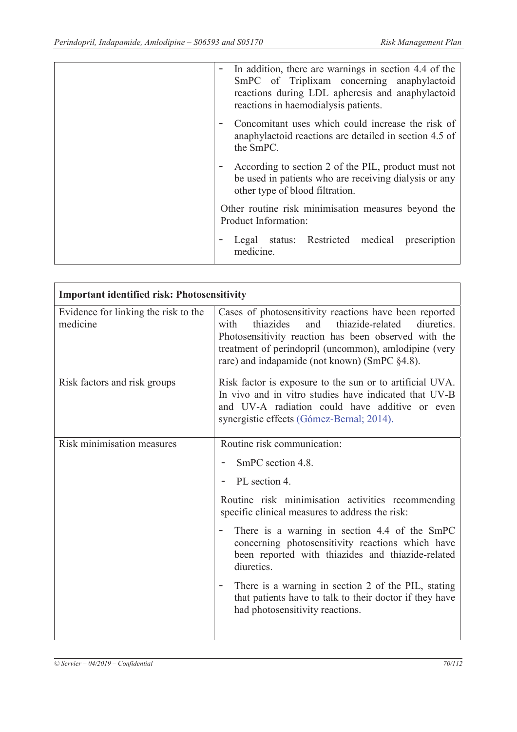| | |
|---|---|
| | - In addition, there are warnings in section 4.4 of the SmPC of Triplixam concerning anaphylactoid reactions during LDL apheresis and anaphylactoid reactions in haemodialysis patients.<br>- Concomitant uses which could increase the risk of anaphylactoid reactions are detailed in section 4.5 of the SmPC.<br>- According to section 2 of the PIL, product must not be used in patients who are receiving dialysis or any other type of blood filtration.<br><br>Other routine risk minimisation measures beyond the Product Information:<br>- Legal status: Restricted medical prescription medicine. |

| **Important identified risk: Photosensitivity** | |
|---|---|
| Evidence for linking the risk to the medicine | Cases of photosensitivity reactions have been reported with thiazides and thiazide-related diuretics. Photosensitivity reaction has been observed with the treatment of perindopril (uncommon), amlodipine (very rare) and indapamide (not known) (SmPC §4.8). |
| Risk factors and risk groups | Risk factor is exposure to the sun or to artificial UVA. In vivo and in vitro studies have indicated that UV-B and UV-A radiation could have additive or even synergistic effects (Gómez-Bernal; 2014). |
| Risk minimisation measures | Routine risk communication:<br>- SmPC section 4.8.<br>- PL section 4.<br><br>Routine risk minimisation activities recommending specific clinical measures to address the risk:<br>- There is a warning in section 4.4 of the SmPC concerning photosensitivity reactions which have been reported with thiazides and thiazide-related diuretics.<br>- There is a warning in section 2 of the PIL, stating that patients have to talk to their doctor if they have had photosensitivity reactions. |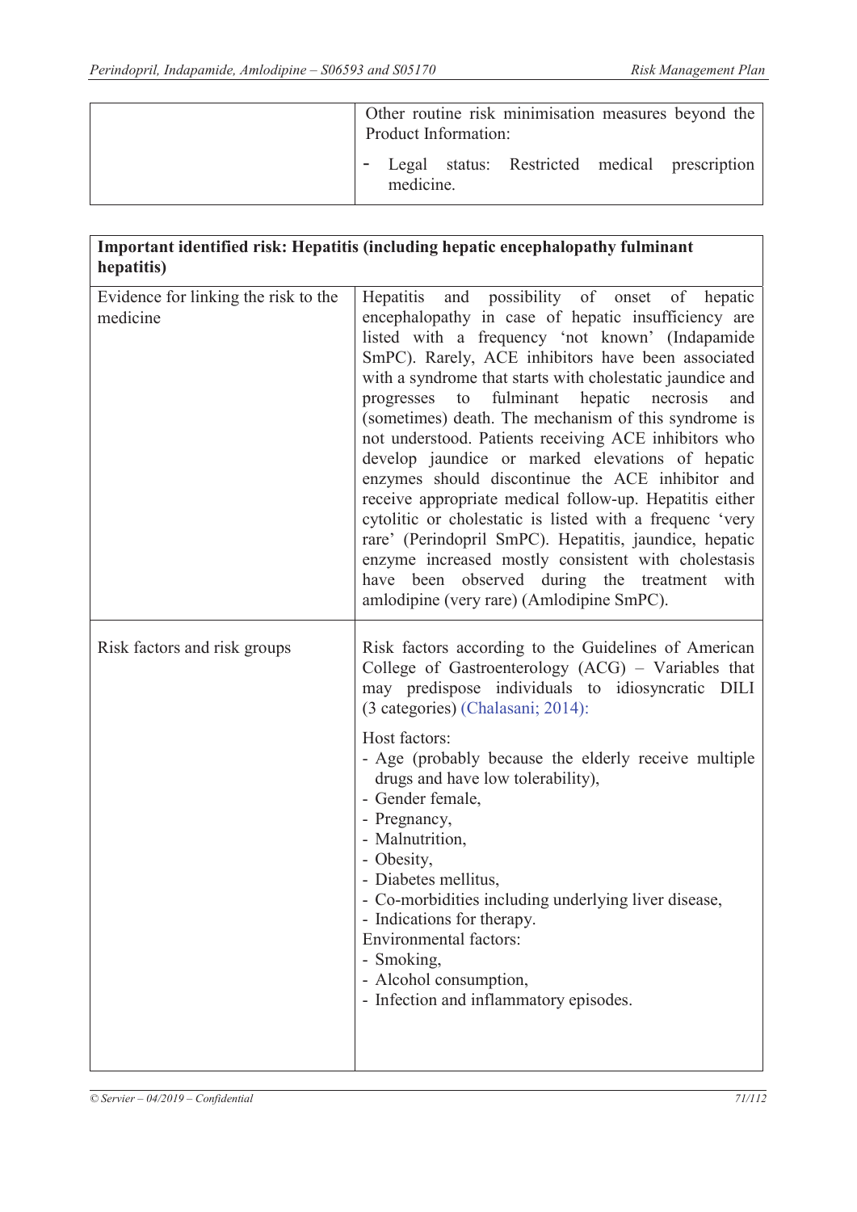| | Other routine risk minimisation measures beyond the Product Information:<br>- Legal status: Restricted medical prescription medicine. |
|---|---|

| **Important identified risk: Hepatitis (including hepatic encephalopathy fulminant hepatitis)** | |
|---|---|
| Evidence for linking the risk to the medicine | Hepatitis and possibility of onset of hepatic encephalopathy in case of hepatic insufficiency are listed with a frequency 'not known' (Indapamide SmPC). Rarely, ACE inhibitors have been associated with a syndrome that starts with cholestatic jaundice and progresses to fulminant hepatic necrosis and (sometimes) death. The mechanism of this syndrome is not understood. Patients receiving ACE inhibitors who develop jaundice or marked elevations of hepatic enzymes should discontinue the ACE inhibitor and receive appropriate medical follow-up. Hepatitis either cytolitic or cholestatic is listed with a frequenc 'very rare' (Perindopril SmPC). Hepatitis, jaundice, hepatic enzyme increased mostly consistent with cholestasis have been observed during the treatment with amlodipine (very rare) (Amlodipine SmPC). |
| Risk factors and risk groups | Risk factors according to the Guidelines of American College of Gastroenterology (ACG) – Variables that may predispose individuals to idiosyncratic DILI (3 categories) (Chalasani; 2014):<br><br>Host factors:<br>- Age (probably because the elderly receive multiple drugs and have low tolerability),<br>- Gender female,<br>- Pregnancy,<br>- Malnutrition,<br>- Obesity,<br>- Diabetes mellitus,<br>- Co-morbidities including underlying liver disease,<br>- Indications for therapy.<br>Environmental factors:<br>- Smoking,<br>- Alcohol consumption,<br>- Infection and inflammatory episodes. |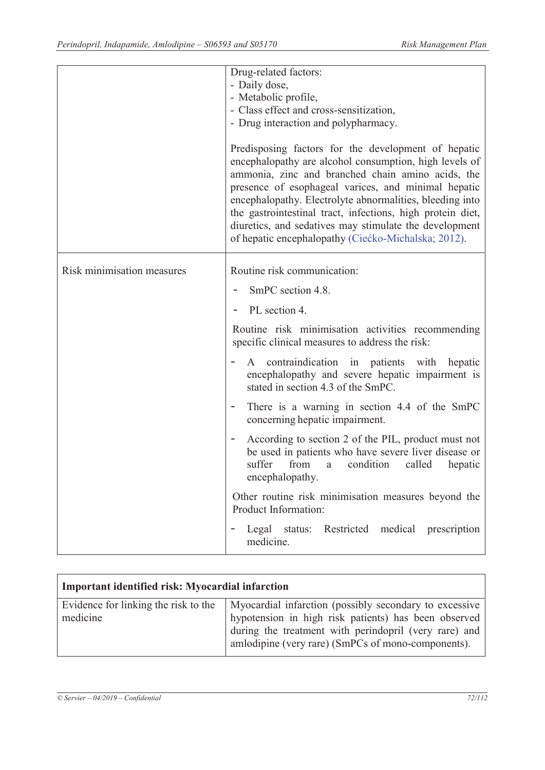| | |
|---|---|
| | Drug-related factors:<br>- Daily dose,<br>- Metabolic profile,<br>- Class effect and cross-sensitization,<br>- Drug interaction and polypharmacy.<br><br>Predisposing factors for the development of hepatic encephalopathy are alcohol consumption, high levels of ammonia, zinc and branched chain amino acids, the presence of esophageal varices, and minimal hepatic encephalopathy. Electrolyte abnormalities, bleeding into the gastrointestinal tract, infections, high protein diet, diuretics, and sedatives may stimulate the development of hepatic encephalopathy (Ciećko-Michalska; 2012). |
| Risk minimisation measures | Routine risk communication:<br>- SmPC section 4.8.<br>- PL section 4.<br><br>Routine risk minimisation activities recommending specific clinical measures to address the risk:<br>- A contraindication in patients with hepatic encephalopathy and severe hepatic impairment is stated in section 4.3 of the SmPC.<br>- There is a warning in section 4.4 of the SmPC concerning hepatic impairment.<br>- According to section 2 of the PIL, product must not be used in patients who have severe liver disease or suffer from a condition called hepatic encephalopathy.<br><br>Other routine risk minimisation measures beyond the Product Information:<br>- Legal status: Restricted medical prescription medicine. |

| **Important identified risk: Myocardial infarction** | |
|---|---|
| Evidence for linking the risk to the medicine | Myocardial infarction (possibly secondary to excessive hypotension in high risk patients) has been observed during the treatment with perindopril (very rare) and amlodipine (very rare) (SmPCs of mono-components). |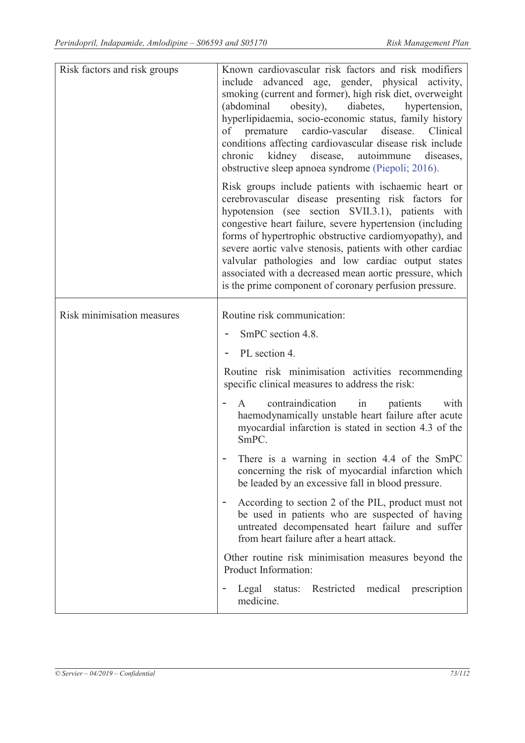| | |
|---|---|
| Risk factors and risk groups | Known cardiovascular risk factors and risk modifiers include advanced age, gender, physical activity, smoking (current and former), high risk diet, overweight (abdominal obesity), diabetes, hypertension, hyperlipidaemia, socio-economic status, family history of premature cardio-vascular disease. Clinical conditions affecting cardiovascular disease risk include chronic kidney disease, autoimmune diseases, obstructive sleep apnoea syndrome (Piepoli; 2016).<br><br>Risk groups include patients with ischaemic heart or cerebrovascular disease presenting risk factors for hypotension (see section SVII.3.1), patients with congestive heart failure, severe hypertension (including forms of hypertrophic obstructive cardiomyopathy), and severe aortic valve stenosis, patients with other cardiac valvular pathologies and low cardiac output states associated with a decreased mean aortic pressure, which is the prime component of coronary perfusion pressure. |
| Risk minimisation measures | Routine risk communication:<br>- SmPC section 4.8.<br>- PL section 4.<br><br>Routine risk minimisation activities recommending specific clinical measures to address the risk:<br>- A contraindication in patients with haemodynamically unstable heart failure after acute myocardial infarction is stated in section 4.3 of the SmPC.<br>- There is a warning in section 4.4 of the SmPC concerning the risk of myocardial infarction which be leaded by an excessive fall in blood pressure.<br>- According to section 2 of the PIL, product must not be used in patients who are suspected of having untreated decompensated heart failure and suffer from heart failure after a heart attack.<br><br>Other routine risk minimisation measures beyond the Product Information:<br>- Legal status: Restricted medical prescription medicine. |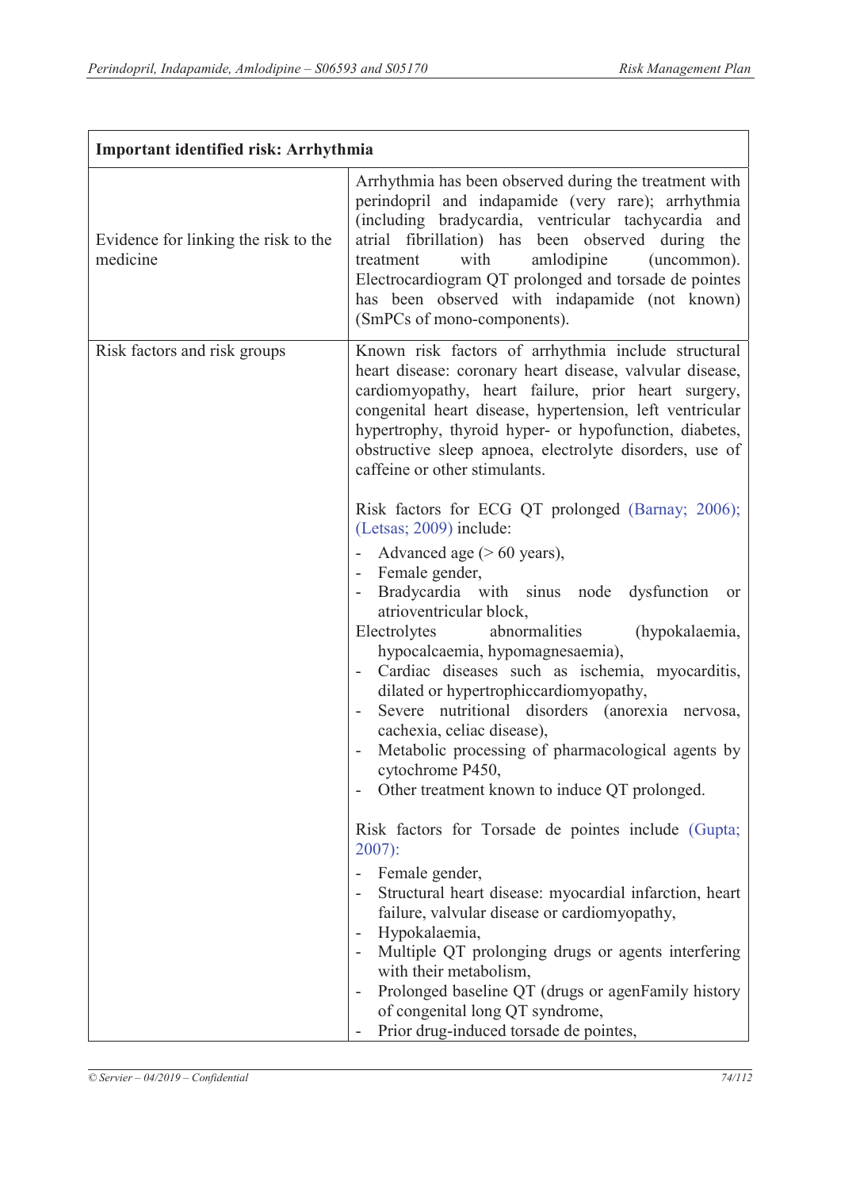| Important identified risk: Arrhythmia | |
|---|---|
| Evidence for linking the risk to the medicine | Arrhythmia has been observed during the treatment with perindopril and indapamide (very rare); arrhythmia (including bradycardia, ventricular tachycardia and atrial fibrillation) has been observed during the treatment with amlodipine (uncommon). Electrocardiogram QT prolonged and torsade de pointes has been observed with indapamide (not known) (SmPCs of mono-components). |
| Risk factors and risk groups | Known risk factors of arrhythmia include structural heart disease: coronary heart disease, valvular disease, cardiomyopathy, heart failure, prior heart surgery, congenital heart disease, hypertension, left ventricular hypertrophy, thyroid hyper- or hypofunction, diabetes, obstructive sleep apnoea, electrolyte disorders, use of caffeine or other stimulants.<br><br>Risk factors for ECG QT prolonged (Barnay; 2006); (Letsas; 2009) include:<br>- Advanced age (> 60 years),<br>- Female gender,<br>- Bradycardia with sinus node dysfunction or atrioventricular block,<br>Electrolytes abnormalities (hypokalaemia, hypocalcaemia, hypomagnesaemia),<br>- Cardiac diseases such as ischemia, myocarditis, dilated or hypertrophiccardiomyopathy,<br>- Severe nutritional disorders (anorexia nervosa, cachexia, celiac disease),<br>- Metabolic processing of pharmacological agents by cytochrome P450,<br>- Other treatment known to induce QT prolonged.<br><br>Risk factors for Torsade de pointes include (Gupta; 2007):<br>- Female gender,<br>- Structural heart disease: myocardial infarction, heart failure, valvular disease or cardiomyopathy,<br>- Hypokalaemia,<br>- Multiple QT prolonging drugs or agents interfering with their metabolism,<br>- Prolonged baseline QT (drugs or agenFamily history of congenital long QT syndrome,<br>- Prior drug-induced torsade de pointes, |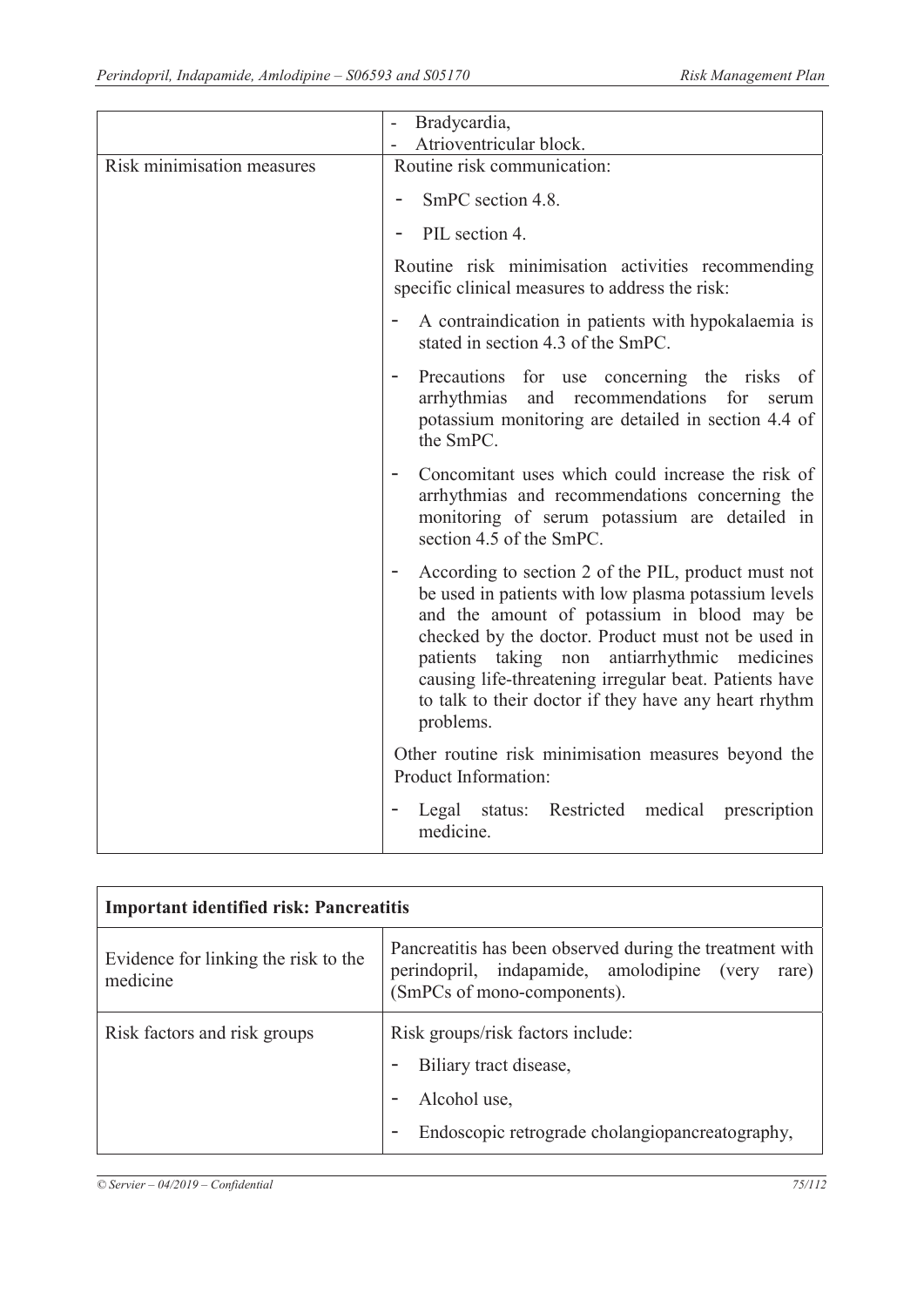| | |
|---|---|
| | - Bradycardia,<br>- Atrioventricular block. |
| Risk minimisation measures | Routine risk communication:<br>- SmPC section 4.8.<br>- PIL section 4.<br>Routine risk minimisation activities recommending specific clinical measures to address the risk:<br>- A contraindication in patients with hypokalaemia is stated in section 4.3 of the SmPC.<br>- Precautions for use concerning the risks of arrhythmias and recommendations for serum potassium monitoring are detailed in section 4.4 of the SmPC.<br>- Concomitant uses which could increase the risk of arrhythmias and recommendations concerning the monitoring of serum potassium are detailed in section 4.5 of the SmPC.<br>- According to section 2 of the PIL, product must not be used in patients with low plasma potassium levels and the amount of potassium in blood may be checked by the doctor. Product must not be used in patients taking non antiarrhythmic medicines causing life-threatening irregular beat. Patients have to talk to their doctor if they have any heart rhythm problems.<br>Other routine risk minimisation measures beyond the Product Information:<br>- Legal status: Restricted medical prescription medicine. |

| **Important identified risk: Pancreatitis** | |
|---|---|
| Evidence for linking the risk to the medicine | Pancreatitis has been observed during the treatment with perindopril, indapamide, amolodipine (very rare) (SmPCs of mono-components). |
| Risk factors and risk groups | Risk groups/risk factors include:<br>- Biliary tract disease,<br>- Alcohol use,<br>- Endoscopic retrograde cholangiopancreatography, |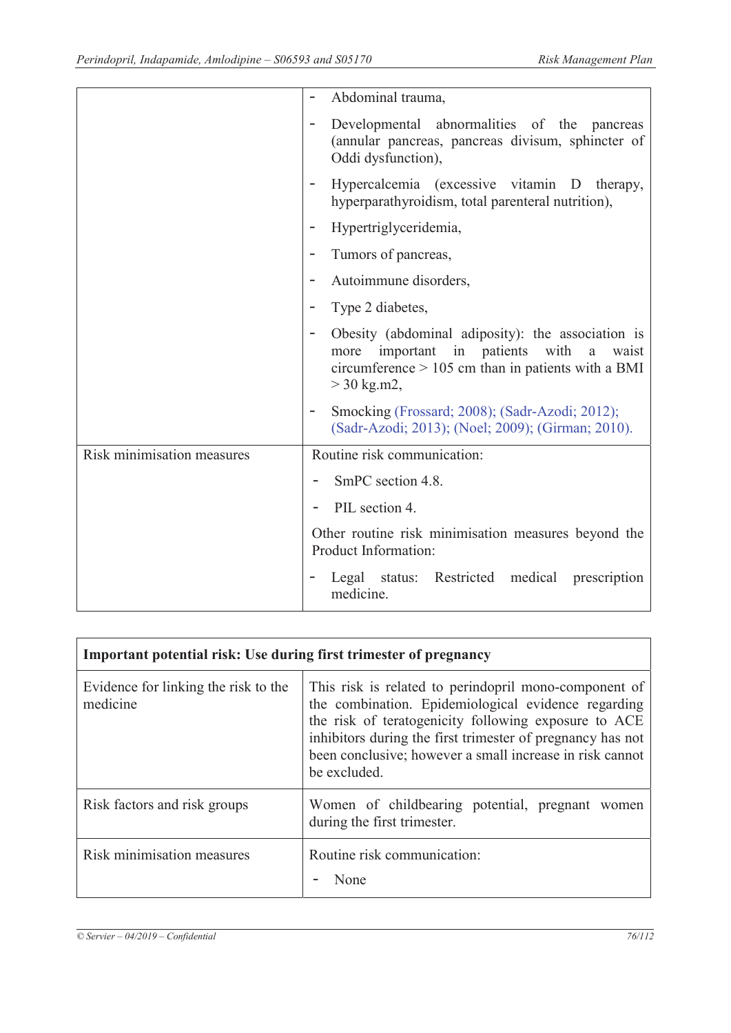| | |
|---|---|
| | - Abdominal trauma,<br>- Developmental abnormalities of the pancreas (annular pancreas, pancreas divisum, sphincter of Oddi dysfunction),<br>- Hypercalcemia (excessive vitamin D therapy, hyperparathyroidism, total parenteral nutrition),<br>- Hypertriglyceridemia,<br>- Tumors of pancreas,<br>- Autoimmune disorders,<br>- Type 2 diabetes,<br>- Obesity (abdominal adiposity): the association is more important in patients with a waist circumference > 105 cm than in patients with a BMI > 30 kg.m2,<br>- Smoking (Frossard; 2008); (Sadr-Azodi; 2012); (Sadr-Azodi; 2013); (Noel; 2009); (Girman; 2010). |
| Risk minimisation measures | Routine risk communication:<br>- SmPC section 4.8.<br>- PIL section 4.<br>Other routine risk minimisation measures beyond the Product Information:<br>- Legal status: Restricted medical prescription medicine. |

| **Important potential risk: Use during first trimester of pregnancy** | |
|---|---|
| Evidence for linking the risk to the medicine | This risk is related to perindopril mono-component of the combination. Epidemiological evidence regarding the risk of teratogenicity following exposure to ACE inhibitors during the first trimester of pregnancy has not been conclusive; however a small increase in risk cannot be excluded. |
| Risk factors and risk groups | Women of childbearing potential, pregnant women during the first trimester. |
| Risk minimisation measures | Routine risk communication:<br>- None |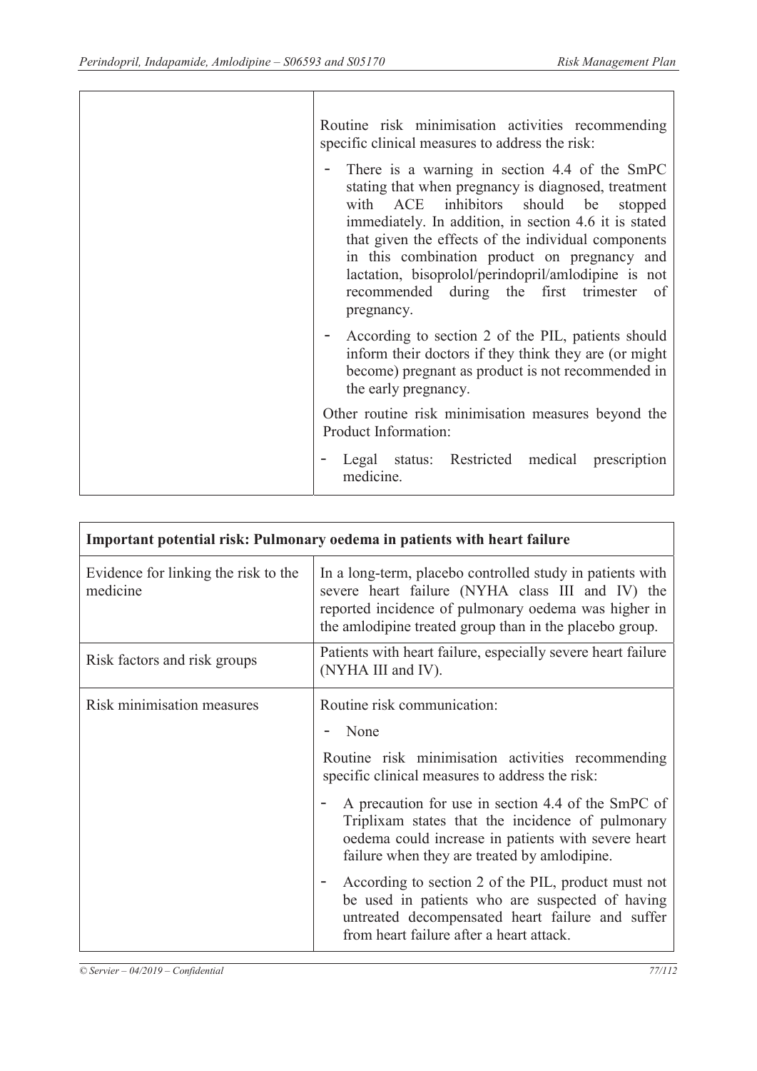| | |
|---|---|
| | Routine risk minimisation activities recommending specific clinical measures to address the risk:<br>- There is a warning in section 4.4 of the SmPC stating that when pregnancy is diagnosed, treatment with ACE inhibitors should be stopped immediately. In addition, in section 4.6 it is stated that given the effects of the individual components in this combination product on pregnancy and lactation, bisoprolol/perindopril/amlodipine is not recommended during the first trimester of pregnancy.<br>- According to section 2 of the PIL, patients should inform their doctors if they think they are (or might become) pregnant as product is not recommended in the early pregnancy.<br>Other routine risk minimisation measures beyond the Product Information:<br>- Legal status: Restricted medical prescription medicine. |

| **Important potential risk: Pulmonary oedema in patients with heart failure** | |
|---|---|
| Evidence for linking the risk to the medicine | In a long-term, placebo controlled study in patients with severe heart failure (NYHA class III and IV) the reported incidence of pulmonary oedema was higher in the amlodipine treated group than in the placebo group. |
| Risk factors and risk groups | Patients with heart failure, especially severe heart failure (NYHA III and IV). |
| Risk minimisation measures | Routine risk communication:<br>- None<br>Routine risk minimisation activities recommending specific clinical measures to address the risk:<br>- A precaution for use in section 4.4 of the SmPC of Triplixam states that the incidence of pulmonary oedema could increase in patients with severe heart failure when they are treated by amlodipine.<br>- According to section 2 of the PIL, product must not be used in patients who are suspected of having untreated decompensated heart failure and suffer from heart failure after a heart attack. |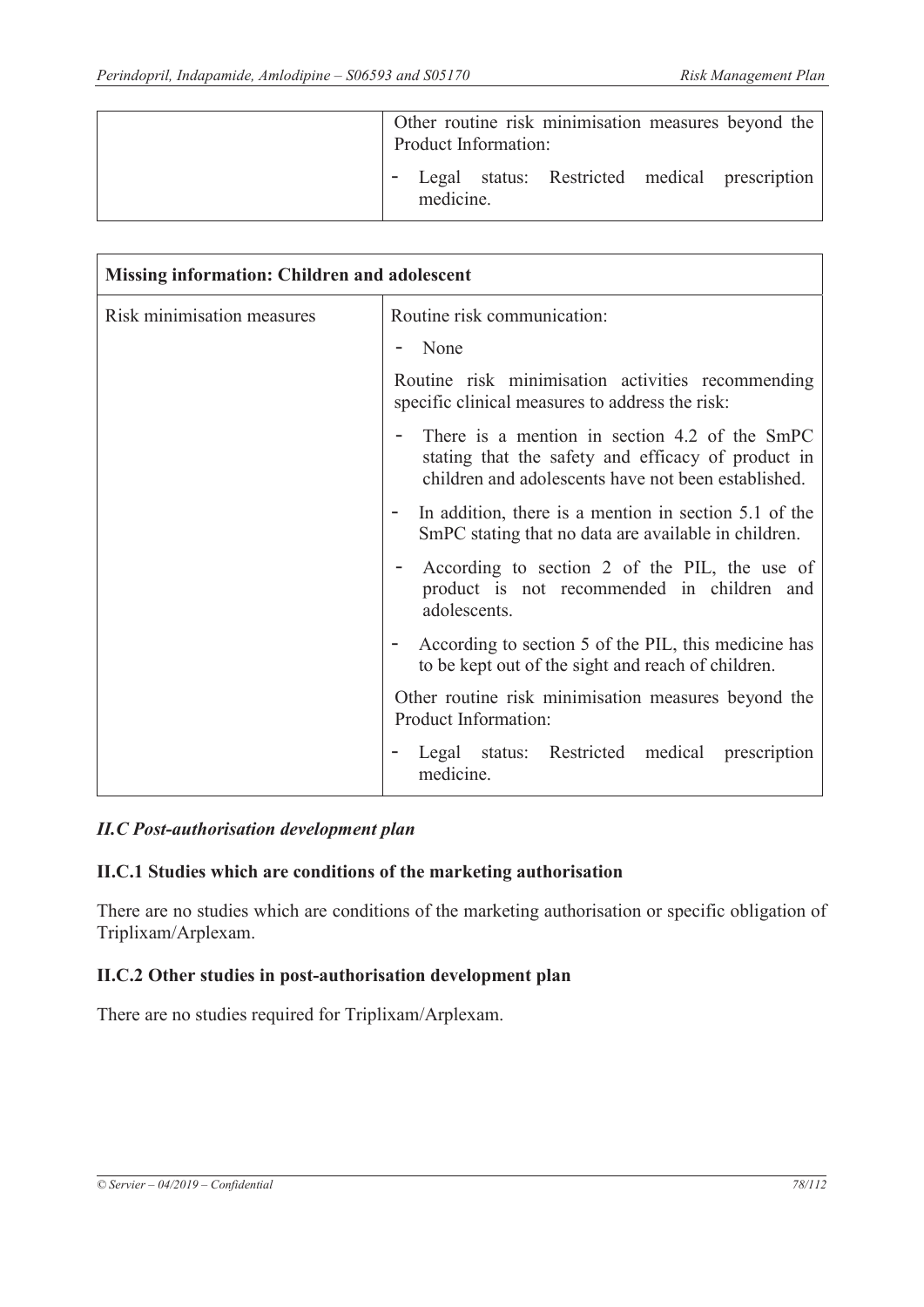| | Other routine risk minimisation measures beyond the Product Information:<br>- Legal status: Restricted medical prescription medicine. |
|---|---|

| Missing information: Children and adolescent | |
|---|---|
| Risk minimisation measures | Routine risk communication:<br>- None<br>Routine risk minimisation activities recommending specific clinical measures to address the risk:<br>- There is a mention in section 4.2 of the SmPC stating that the safety and efficacy of product in children and adolescents have not been established.<br>- In addition, there is a mention in section 5.1 of the SmPC stating that no data are available in children.<br>- According to section 2 of the PIL, the use of product is not recommended in children and adolescents.<br>- According to section 5 of the PIL, this medicine has to be kept out of the sight and reach of children.<br>Other routine risk minimisation measures beyond the Product Information:<br>- Legal status: Restricted medical prescription medicine. |

### *II.C Post-authorisation development plan*

#### II.C.1 Studies which are conditions of the marketing authorisation

There are no studies which are conditions of the marketing authorisation or specific obligation of Triplixam/Arplexam.

#### II.C.2 Other studies in post-authorisation development plan

There are no studies required for Triplixam/Arplexam.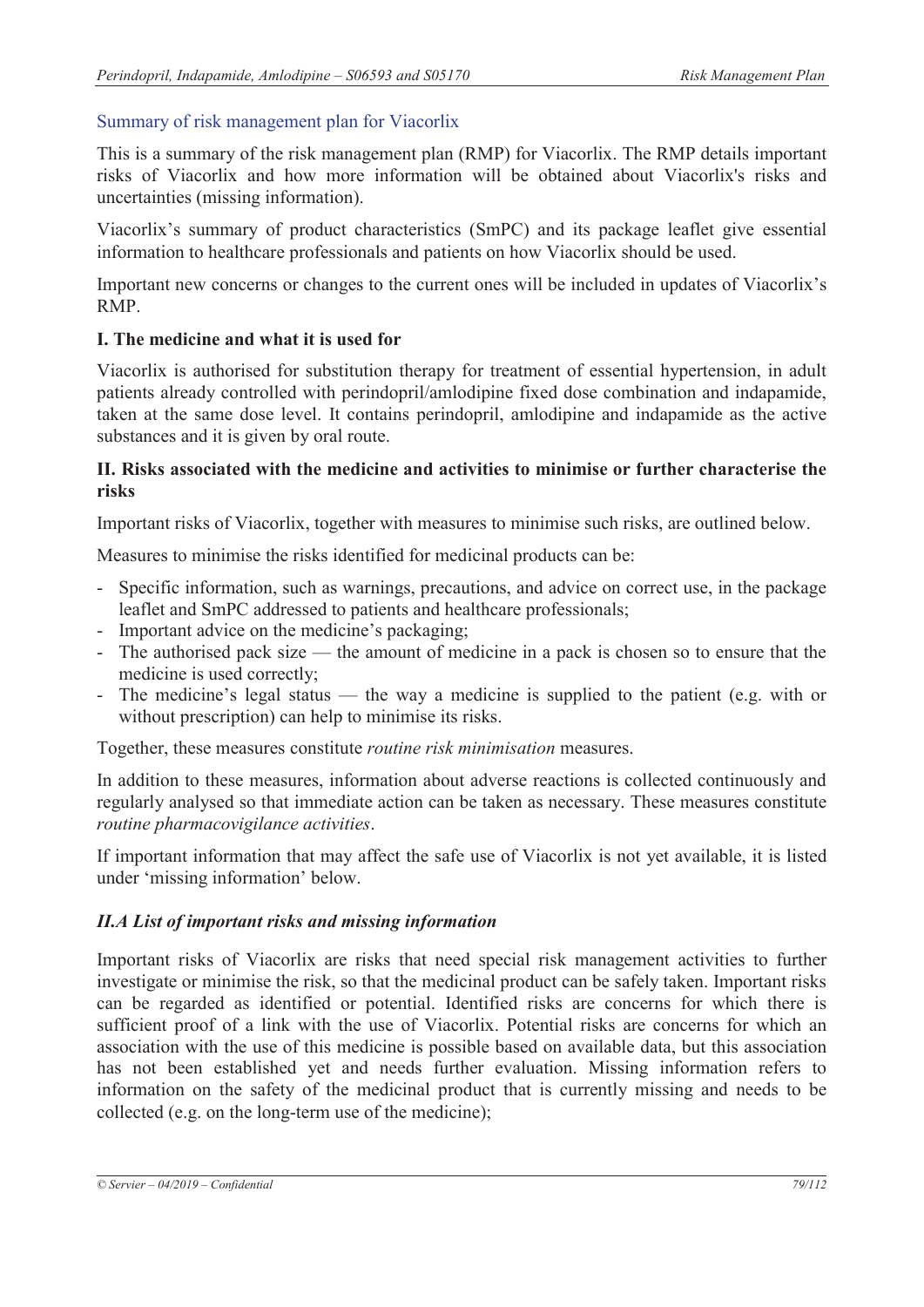## Summary of risk management plan for Viacorlix

This is a summary of the risk management plan (RMP) for Viacorlix. The RMP details important risks of Viacorlix and how more information will be obtained about Viacorlix's risks and uncertainties (missing information).

Viacorlix's summary of product characteristics (SmPC) and its package leaflet give essential information to healthcare professionals and patients on how Viacorlix should be used.

Important new concerns or changes to the current ones will be included in updates of Viacorlix's RMP.

### I. The medicine and what it is used for

Viacorlix is authorised for substitution therapy for treatment of essential hypertension, in adult patients already controlled with perindopril/amlodipine fixed dose combination and indapamide, taken at the same dose level. It contains perindopril, amlodipine and indapamide as the active substances and it is given by oral route.

### II. Risks associated with the medicine and activities to minimise or further characterise the risks

Important risks of Viacorlix, together with measures to minimise such risks, are outlined below.

Measures to minimise the risks identified for medicinal products can be:

- Specific information, such as warnings, precautions, and advice on correct use, in the package leaflet and SmPC addressed to patients and healthcare professionals;
- Important advice on the medicine's packaging;
- The authorised pack size — the amount of medicine in a pack is chosen so to ensure that the medicine is used correctly;
- The medicine's legal status — the way a medicine is supplied to the patient (e.g. with or without prescription) can help to minimise its risks.

Together, these measures constitute *routine risk minimisation* measures.

In addition to these measures, information about adverse reactions is collected continuously and regularly analysed so that immediate action can be taken as necessary. These measures constitute *routine pharmacovigilance activities*.

If important information that may affect the safe use of Viacorlix is not yet available, it is listed under 'missing information' below.

### *II.A List of important risks and missing information*

Important risks of Viacorlix are risks that need special risk management activities to further investigate or minimise the risk, so that the medicinal product can be safely taken. Important risks can be regarded as identified or potential. Identified risks are concerns for which there is sufficient proof of a link with the use of Viacorlix. Potential risks are concerns for which an association with the use of this medicine is possible based on available data, but this association has not been established yet and needs further evaluation. Missing information refers to information on the safety of the medicinal product that is currently missing and needs to be collected (e.g. on the long-term use of the medicine);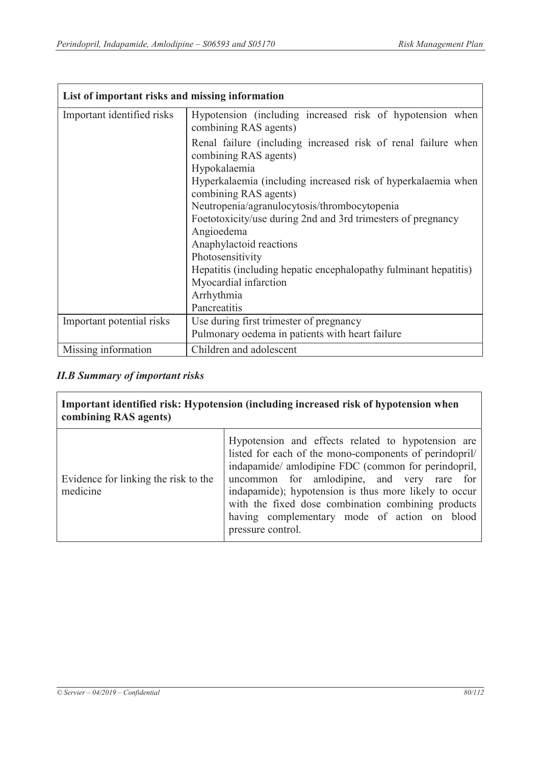| List of important risks and missing information | |
|---|---|
| Important identified risks | Hypotension (including increased risk of hypotension when combining RAS agents)<br>Renal failure (including increased risk of renal failure when combining RAS agents)<br>Hypokalaemia<br>Hyperkalaemia (including increased risk of hyperkalaemia when combining RAS agents)<br>Neutropenia/agranulocytosis/thrombocytopenia<br>Foetotoxicity/use during 2nd and 3rd trimesters of pregnancy<br>Angioedema<br>Anaphylactoid reactions<br>Photosensitivity<br>Hepatitis (including hepatic encephalopathy fulminant hepatitis)<br>Myocardial infarction<br>Arrhythmia<br>Pancreatitis |
| Important potential risks | Use during first trimester of pregnancy<br>Pulmonary oedema in patients with heart failure |
| Missing information | Children and adolescent |

### *II.B Summary of important risks*

| Important identified risk: Hypotension (including increased risk of hypotension when combining RAS agents) | |
|---|---|
| Evidence for linking the risk to the medicine | Hypotension and effects related to hypotension are listed for each of the mono-components of perindopril/ indapamide/ amlodipine FDC (common for perindopril, uncommon for amlodipine, and very rare for indapamide); hypotension is thus more likely to occur with the fixed dose combination combining products having complementary mode of action on blood pressure control. |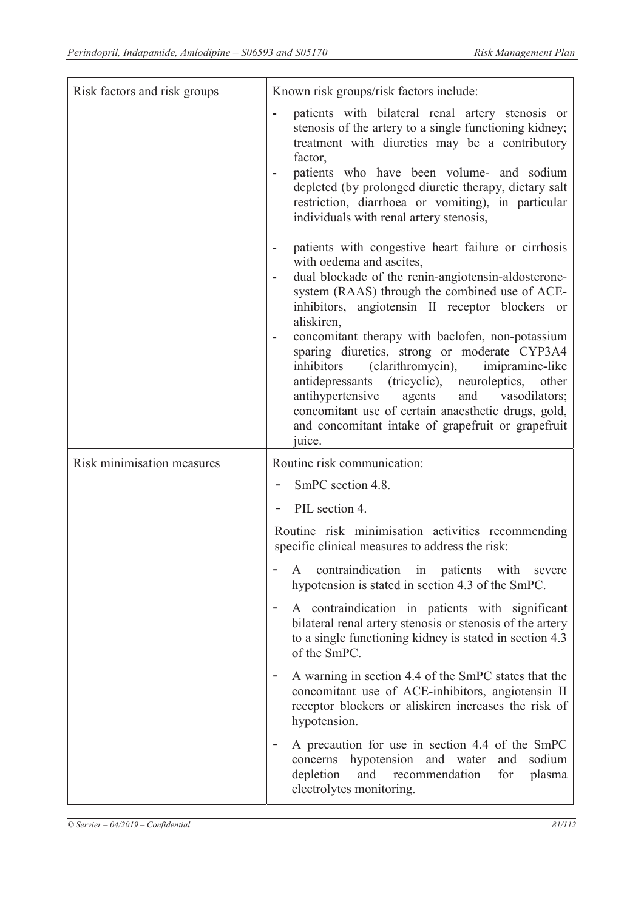| | |
|---|---|
| Risk factors and risk groups | Known risk groups/risk factors include:<br>- patients with bilateral renal artery stenosis or stenosis of the artery to a single functioning kidney; treatment with diuretics may be a contributory factor,<br>- patients who have been volume- and sodium depleted (by prolonged diuretic therapy, dietary salt restriction, diarrhoea or vomiting), in particular individuals with renal artery stenosis,<br>- patients with congestive heart failure or cirrhosis with oedema and ascites,<br>- dual blockade of the renin-angiotensin-aldosterone-system (RAAS) through the combined use of ACE-inhibitors, angiotensin II receptor blockers or aliskiren,<br>- concomitant therapy with baclofen, non-potassium sparing diuretics, strong or moderate CYP3A4 inhibitors (clarithromycin), imipramine-like antidepressants (tricyclic), neuroleptics, other antihypertensive agents and vasodilators; concomitant use of certain anaesthetic drugs, gold, and concomitant intake of grapefruit or grapefruit juice. |
| Risk minimisation measures | Routine risk communication:<br>- SmPC section 4.8.<br>- PIL section 4.<br>Routine risk minimisation activities recommending specific clinical measures to address the risk:<br>- A contraindication in patients with severe hypotension is stated in section 4.3 of the SmPC.<br>- A contraindication in patients with significant bilateral renal artery stenosis or stenosis of the artery to a single functioning kidney is stated in section 4.3 of the SmPC.<br>- A warning in section 4.4 of the SmPC states that the concomitant use of ACE-inhibitors, angiotensin II receptor blockers or aliskiren increases the risk of hypotension.<br>- A precaution for use in section 4.4 of the SmPC concerns hypotension and water and sodium depletion and recommendation for plasma electrolytes monitoring. |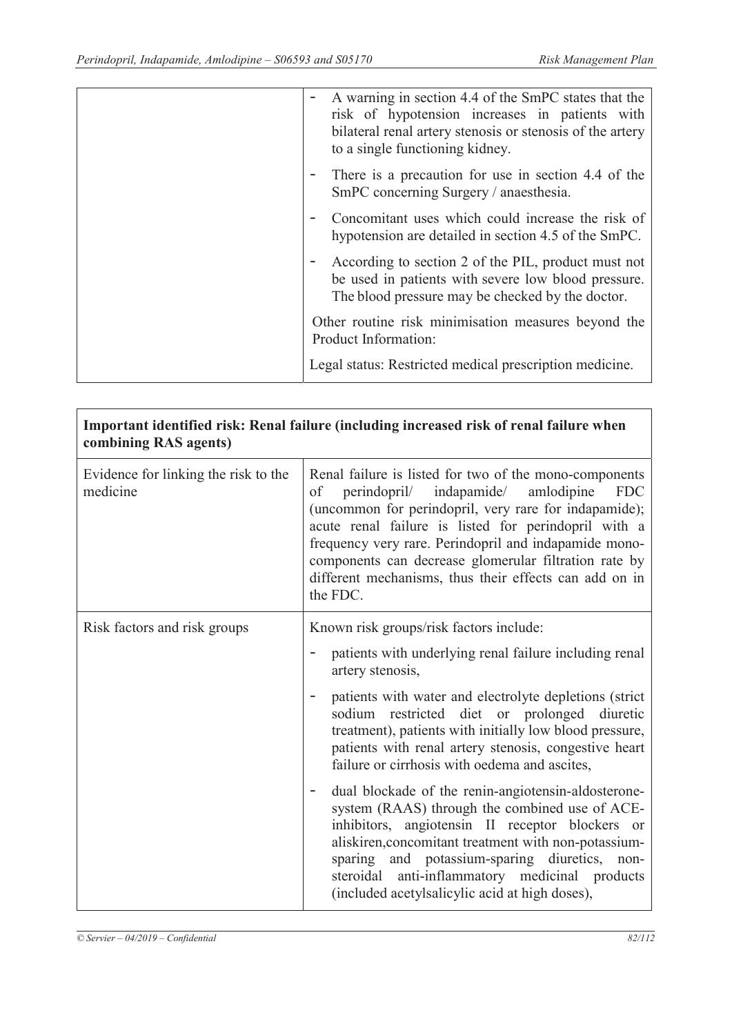| | - A warning in section 4.4 of the SmPC states that the risk of hypotension increases in patients with bilateral renal artery stenosis or stenosis of the artery to a single functioning kidney.<br>- There is a precaution for use in section 4.4 of the SmPC concerning Surgery / anaesthesia.<br>- Concomitant uses which could increase the risk of hypotension are detailed in section 4.5 of the SmPC.<br>- According to section 2 of the PIL, product must not be used in patients with severe low blood pressure. The blood pressure may be checked by the doctor.<br><br>Other routine risk minimisation measures beyond the Product Information:<br><br>Legal status: Restricted medical prescription medicine. |
|---|---|

| **Important identified risk: Renal failure (including increased risk of renal failure when combining RAS agents)** | |
|---|---|
| Evidence for linking the risk to the medicine | Renal failure is listed for two of the mono-components of perindopril/ indapamide/ amlodipine FDC (uncommon for perindopril, very rare for indapamide); acute renal failure is listed for perindopril with a frequency very rare. Perindopril and indapamide mono-components can decrease glomerular filtration rate by different mechanisms, thus their effects can add on in the FDC. |
| Risk factors and risk groups | Known risk groups/risk factors include:<br>- patients with underlying renal failure including renal artery stenosis,<br>- patients with water and electrolyte depletions (strict sodium restricted diet or prolonged diuretic treatment), patients with initially low blood pressure, patients with renal artery stenosis, congestive heart failure or cirrhosis with oedema and ascites,<br>- dual blockade of the renin-angiotensin-aldosterone-system (RAAS) through the combined use of ACE-inhibitors, angiotensin II receptor blockers or aliskiren,concomitant treatment with non-potassium-sparing and potassium-sparing diuretics, non-steroidal anti-inflammatory medicinal products (included acetylsalicylic acid at high doses), |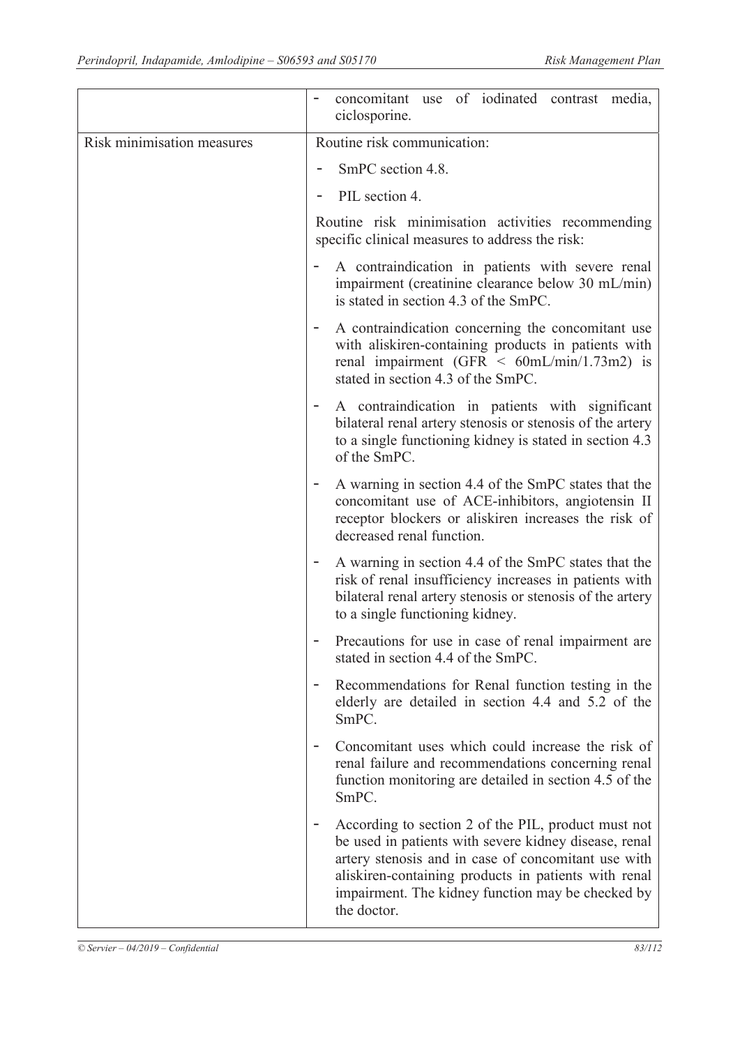| | |
|---|---|
| | - concomitant use of iodinated contrast media, ciclosporine. |
| Risk minimisation measures | Routine risk communication:<br>- SmPC section 4.8.<br>- PIL section 4.<br><br>Routine risk minimisation activities recommending specific clinical measures to address the risk:<br>- A contraindication in patients with severe renal impairment (creatinine clearance below 30 mL/min) is stated in section 4.3 of the SmPC.<br>- A contraindication concerning the concomitant use with aliskiren-containing products in patients with renal impairment (GFR < 60mL/min/1.73m2) is stated in section 4.3 of the SmPC.<br>- A contraindication in patients with significant bilateral renal artery stenosis or stenosis of the artery to a single functioning kidney is stated in section 4.3 of the SmPC.<br>- A warning in section 4.4 of the SmPC states that the concomitant use of ACE-inhibitors, angiotensin II receptor blockers or aliskiren increases the risk of decreased renal function.<br>- A warning in section 4.4 of the SmPC states that the risk of renal insufficiency increases in patients with bilateral renal artery stenosis or stenosis of the artery to a single functioning kidney.<br>- Precautions for use in case of renal impairment are stated in section 4.4 of the SmPC.<br>- Recommendations for Renal function testing in the elderly are detailed in section 4.4 and 5.2 of the SmPC.<br>- Concomitant uses which could increase the risk of renal failure and recommendations concerning renal function monitoring are detailed in section 4.5 of the SmPC.<br>- According to section 2 of the PIL, product must not be used in patients with severe kidney disease, renal artery stenosis and in case of concomitant use with aliskiren-containing products in patients with renal impairment. The kidney function may be checked by the doctor. |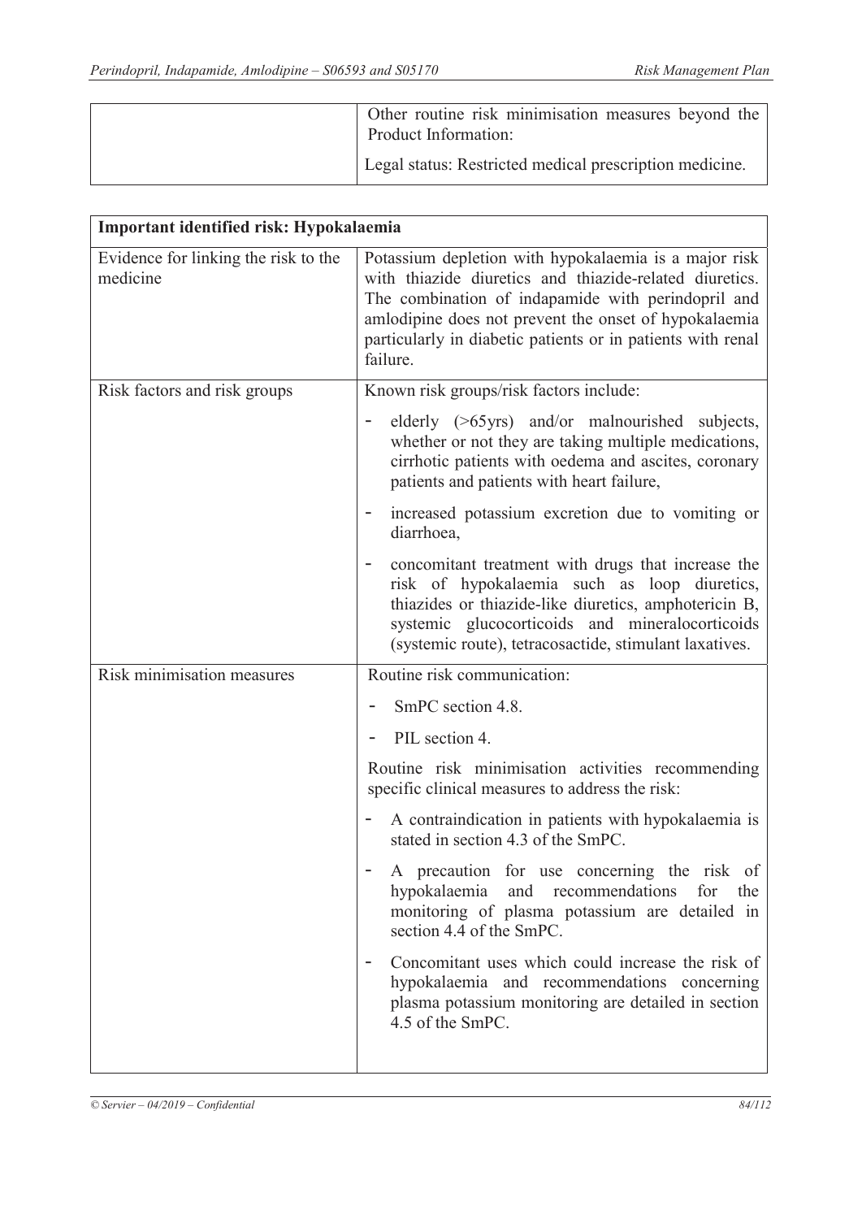| | |
|---|---|
| | Other routine risk minimisation measures beyond the Product Information:<br><br>Legal status: Restricted medical prescription medicine. |

| **Important identified risk: Hypokalaemia** | |
|---|---|
| Evidence for linking the risk to the medicine | Potassium depletion with hypokalaemia is a major risk with thiazide diuretics and thiazide-related diuretics. The combination of indapamide with perindopril and amlodipine does not prevent the onset of hypokalaemia particularly in diabetic patients or in patients with renal failure. |
| Risk factors and risk groups | Known risk groups/risk factors include:<br><br>- elderly (>65yrs) and/or malnourished subjects, whether or not they are taking multiple medications, cirrhotic patients with oedema and ascites, coronary patients and patients with heart failure,<br>- increased potassium excretion due to vomiting or diarrhoea,<br>- concomitant treatment with drugs that increase the risk of hypokalaemia such as loop diuretics, thiazides or thiazide-like diuretics, amphotericin B, systemic glucocorticoids and mineralocorticoids (systemic route), tetracosactide, stimulant laxatives. |
| Risk minimisation measures | Routine risk communication:<br><br>- SmPC section 4.8.<br>- PIL section 4.<br><br>Routine risk minimisation activities recommending specific clinical measures to address the risk:<br><br>- A contraindication in patients with hypokalaemia is stated in section 4.3 of the SmPC.<br>- A precaution for use concerning the risk of hypokalaemia and recommendations for the monitoring of plasma potassium are detailed in section 4.4 of the SmPC.<br>- Concomitant uses which could increase the risk of hypokalaemia and recommendations concerning plasma potassium monitoring are detailed in section 4.5 of the SmPC. |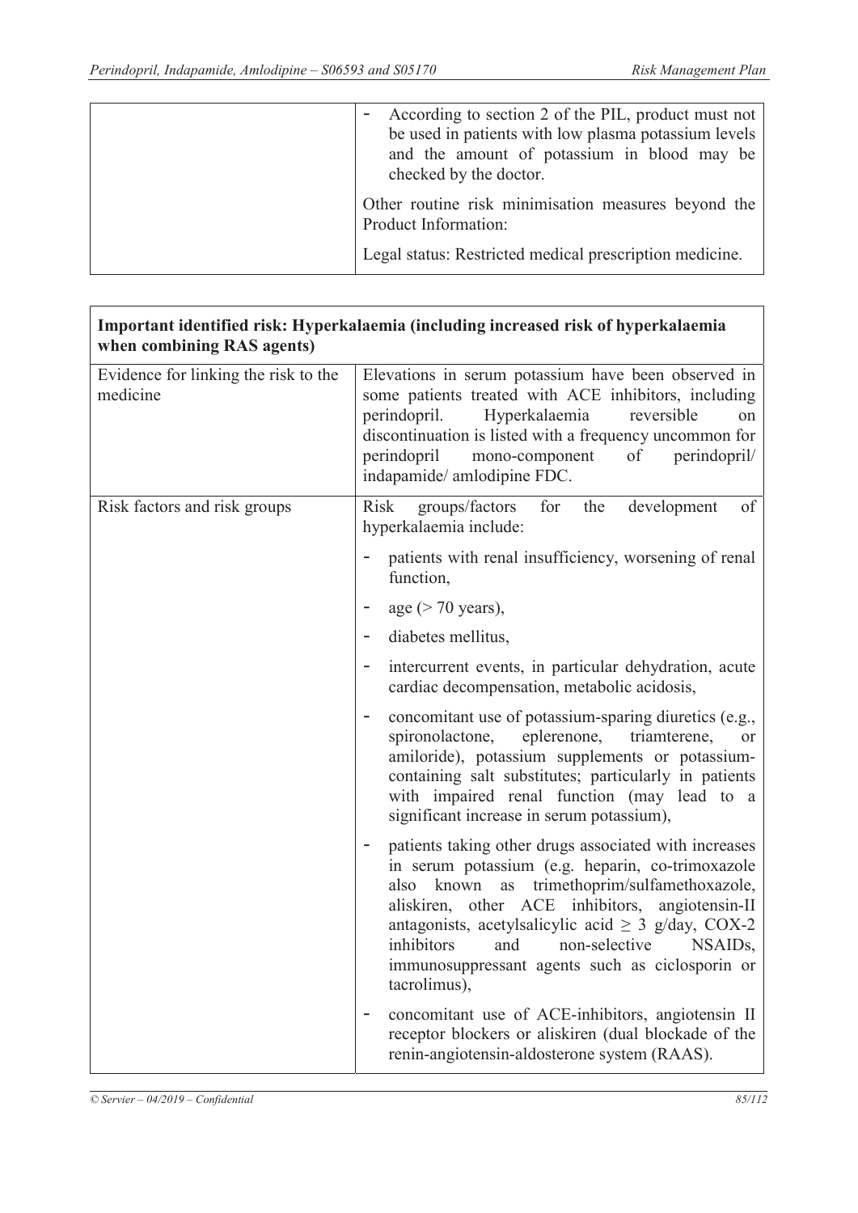| | |
|---|---|
| | - According to section 2 of the PIL, product must not be used in patients with low plasma potassium levels and the amount of potassium in blood may be checked by the doctor.<br><br>Other routine risk minimisation measures beyond the Product Information:<br><br>Legal status: Restricted medical prescription medicine. |

| **Important identified risk: Hyperkalaemia (including increased risk of hyperkalaemia when combining RAS agents)** | |
|---|---|
| Evidence for linking the risk to the medicine | Elevations in serum potassium have been observed in some patients treated with ACE inhibitors, including perindopril. Hyperkalaemia reversible on discontinuation is listed with a frequency uncommon for perindopril mono-component of perindopril/ indapamide/ amlodipine FDC. |
| Risk factors and risk groups | Risk groups/factors for the development of hyperkalaemia include:<br><br>- patients with renal insufficiency, worsening of renal function,<br>- age (> 70 years),<br>- diabetes mellitus,<br>- intercurrent events, in particular dehydration, acute cardiac decompensation, metabolic acidosis,<br>- concomitant use of potassium-sparing diuretics (e.g., spironolactone, eplerenone, triamterene, or amiloride), potassium supplements or potassium-containing salt substitutes; particularly in patients with impaired renal function (may lead to a significant increase in serum potassium),<br>- patients taking other drugs associated with increases in serum potassium (e.g. heparin, co-trimoxazole also known as trimethoprim/sulfamethoxazole, aliskiren, other ACE inhibitors, angiotensin-II antagonists, acetylsalicylic acid ≥ 3 g/day, COX-2 inhibitors and non-selective NSAIDs, immunosuppressant agents such as ciclosporin or tacrolimus),<br>- concomitant use of ACE-inhibitors, angiotensin II receptor blockers or aliskiren (dual blockade of the renin-angiotensin-aldosterone system (RAAS). |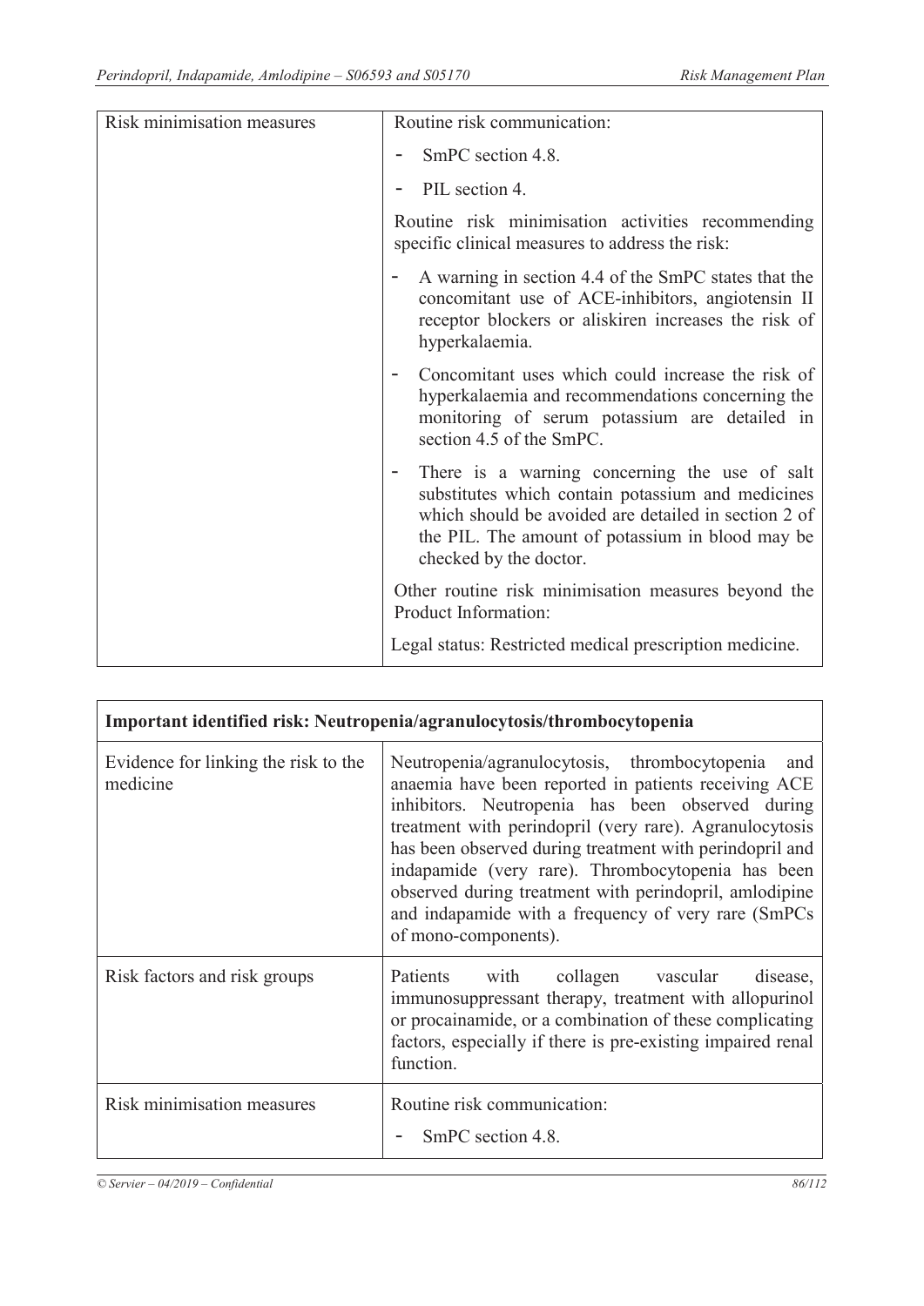| Risk minimisation measures | Routine risk communication:<br>- SmPC section 4.8.<br>- PIL section 4.<br>Routine risk minimisation activities recommending specific clinical measures to address the risk:<br>- A warning in section 4.4 of the SmPC states that the concomitant use of ACE-inhibitors, angiotensin II receptor blockers or aliskiren increases the risk of hyperkalaemia.<br>- Concomitant uses which could increase the risk of hyperkalaemia and recommendations concerning the monitoring of serum potassium are detailed in section 4.5 of the SmPC.<br>- There is a warning concerning the use of salt substitutes which contain potassium and medicines which should be avoided are detailed in section 2 of the PIL. The amount of potassium in blood may be checked by the doctor.<br>Other routine risk minimisation measures beyond the Product Information:<br>Legal status: Restricted medical prescription medicine. |
|---|---|

| **Important identified risk: Neutropenia/agranulocytosis/thrombocytopenia** | |
|---|---|
| Evidence for linking the risk to the medicine | Neutropenia/agranulocytosis, thrombocytopenia and anaemia have been reported in patients receiving ACE inhibitors. Neutropenia has been observed during treatment with perindopril (very rare). Agranulocytosis has been observed during treatment with perindopril and indapamide (very rare). Thrombocytopenia has been observed during treatment with perindopril, amlodipine and indapamide with a frequency of very rare (SmPCs of mono-components). |
| Risk factors and risk groups | Patients with collagen vascular disease, immunosuppressant therapy, treatment with allopurinol or procainamide, or a combination of these complicating factors, especially if there is pre-existing impaired renal function. |
| Risk minimisation measures | Routine risk communication:<br>- SmPC section 4.8. |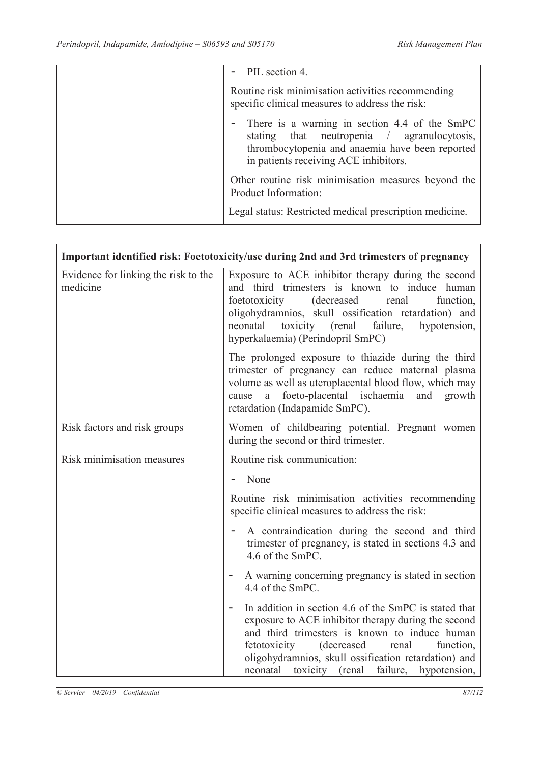| | - PIL section 4.<br><br>Routine risk minimisation activities recommending specific clinical measures to address the risk:<br><br>- There is a warning in section 4.4 of the SmPC stating that neutropenia / agranulocytosis, thrombocytopenia and anaemia have been reported in patients receiving ACE inhibitors.<br><br>Other routine risk minimisation measures beyond the Product Information:<br><br>Legal status: Restricted medical prescription medicine. |
|---|---|

| Important identified risk: Foetotoxicity/use during 2nd and 3rd trimesters of pregnancy | |
|---|---|
| Evidence for linking the risk to the medicine | Exposure to ACE inhibitor therapy during the second and third trimesters is known to induce human foetotoxicity (decreased renal function, oligohydramnios, skull ossification retardation) and neonatal toxicity (renal failure, hypotension, hyperkalaemia) (Perindopril SmPC)<br><br>The prolonged exposure to thiazide during the third trimester of pregnancy can reduce maternal plasma volume as well as uteroplacental blood flow, which may cause a foeto-placental ischaemia and growth retardation (Indapamide SmPC). |
| Risk factors and risk groups | Women of childbearing potential. Pregnant women during the second or third trimester. |
| Risk minimisation measures | Routine risk communication:<br><br>- None<br><br>Routine risk minimisation activities recommending specific clinical measures to address the risk:<br><br>- A contraindication during the second and third trimester of pregnancy, is stated in sections 4.3 and 4.6 of the SmPC.<br>- A warning concerning pregnancy is stated in section 4.4 of the SmPC.<br>- In addition in section 4.6 of the SmPC is stated that exposure to ACE inhibitor therapy during the second and third trimesters is known to induce human fetotoxicity (decreased renal function, oligohydramnios, skull ossification retardation) and neonatal toxicity (renal failure, hypotension, |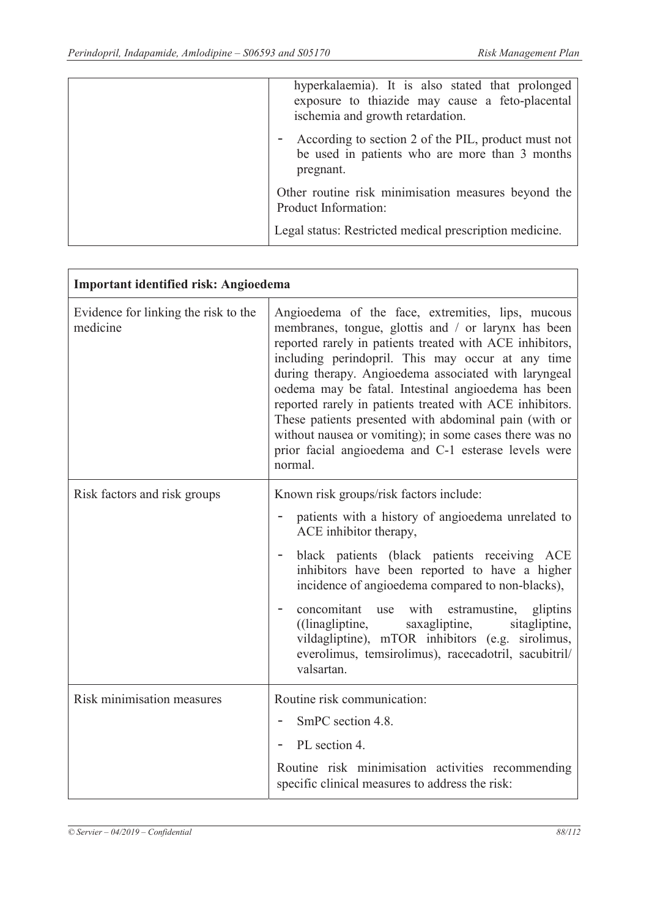| | |
|---|---|
| | hyperkalaemia). It is also stated that prolonged exposure to thiazide may cause a feto-placental ischemia and growth retardation.<br>- According to section 2 of the PIL, product must not be used in patients who are more than 3 months pregnant.<br>Other routine risk minimisation measures beyond the Product Information:<br>Legal status: Restricted medical prescription medicine. |

| **Important identified risk: Angioedema** | |
|---|---|
| Evidence for linking the risk to the medicine | Angioedema of the face, extremities, lips, mucous membranes, tongue, glottis and / or larynx has been reported rarely in patients treated with ACE inhibitors, including perindopril. This may occur at any time during therapy. Angioedema associated with laryngeal oedema may be fatal. Intestinal angioedema has been reported rarely in patients treated with ACE inhibitors. These patients presented with abdominal pain (with or without nausea or vomiting); in some cases there was no prior facial angioedema and C-1 esterase levels were normal. |
| Risk factors and risk groups | Known risk groups/risk factors include:<br>- patients with a history of angioedema unrelated to ACE inhibitor therapy,<br>- black patients (black patients receiving ACE inhibitors have been reported to have a higher incidence of angioedema compared to non-blacks),<br>- concomitant use with estramustine, gliptins ((linagliptine, saxagliptine, sitagliptine, vildagliptine), mTOR inhibitors (e.g. sirolimus, everolimus, temsirolimus), racecadotril, sacubitril/ valsartan. |
| Risk minimisation measures | Routine risk communication:<br>- SmPC section 4.8.<br>- PL section 4.<br>Routine risk minimisation activities recommending specific clinical measures to address the risk: |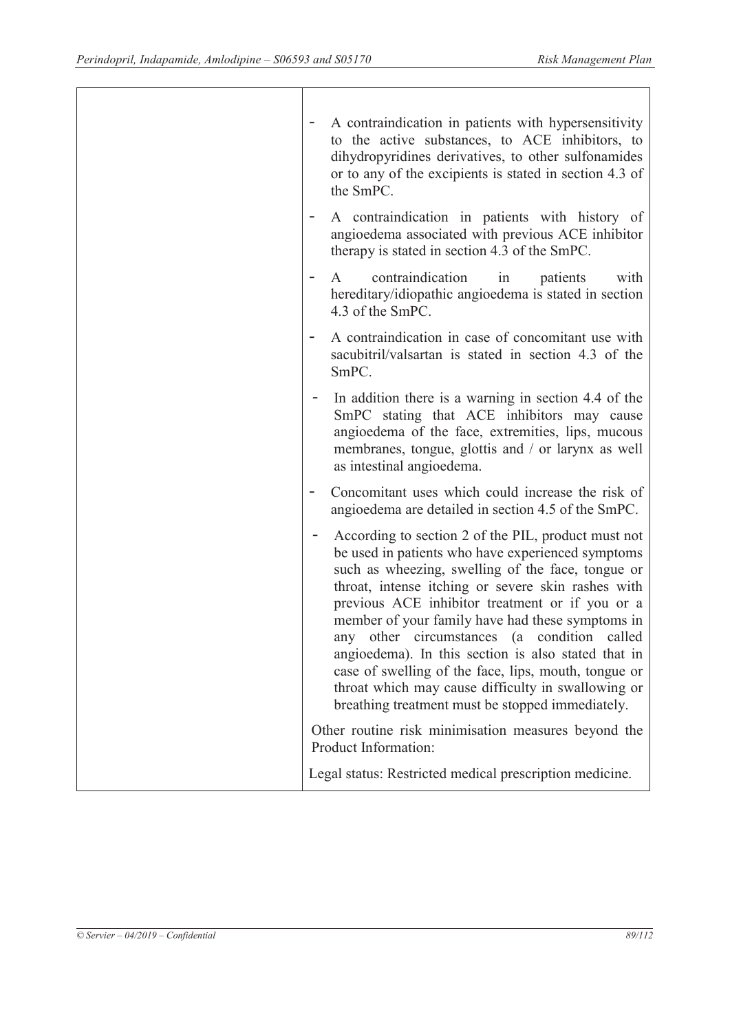| | |
|---|---|
| | - A contraindication in patients with hypersensitivity to the active substances, to ACE inhibitors, to dihydropyridines derivatives, to other sulfonamides or to any of the excipients is stated in section 4.3 of the SmPC.<br>- A contraindication in patients with history of angioedema associated with previous ACE inhibitor therapy is stated in section 4.3 of the SmPC.<br>- A contraindication in patients with hereditary/idiopathic angioedema is stated in section 4.3 of the SmPC.<br>- A contraindication in case of concomitant use with sacubitril/valsartan is stated in section 4.3 of the SmPC.<br>- In addition there is a warning in section 4.4 of the SmPC stating that ACE inhibitors may cause angioedema of the face, extremities, lips, mucous membranes, tongue, glottis and / or larynx as well as intestinal angioedema.<br>- Concomitant uses which could increase the risk of angioedema are detailed in section 4.5 of the SmPC.<br>- According to section 2 of the PIL, product must not be used in patients who have experienced symptoms such as wheezing, swelling of the face, tongue or throat, intense itching or severe skin rashes with previous ACE inhibitor treatment or if you or a member of your family have had these symptoms in any other circumstances (a condition called angioedema). In this section is also stated that in case of swelling of the face, lips, mouth, tongue or throat which may cause difficulty in swallowing or breathing treatment must be stopped immediately.<br><br>Other routine risk minimisation measures beyond the Product Information:<br><br>Legal status: Restricted medical prescription medicine. |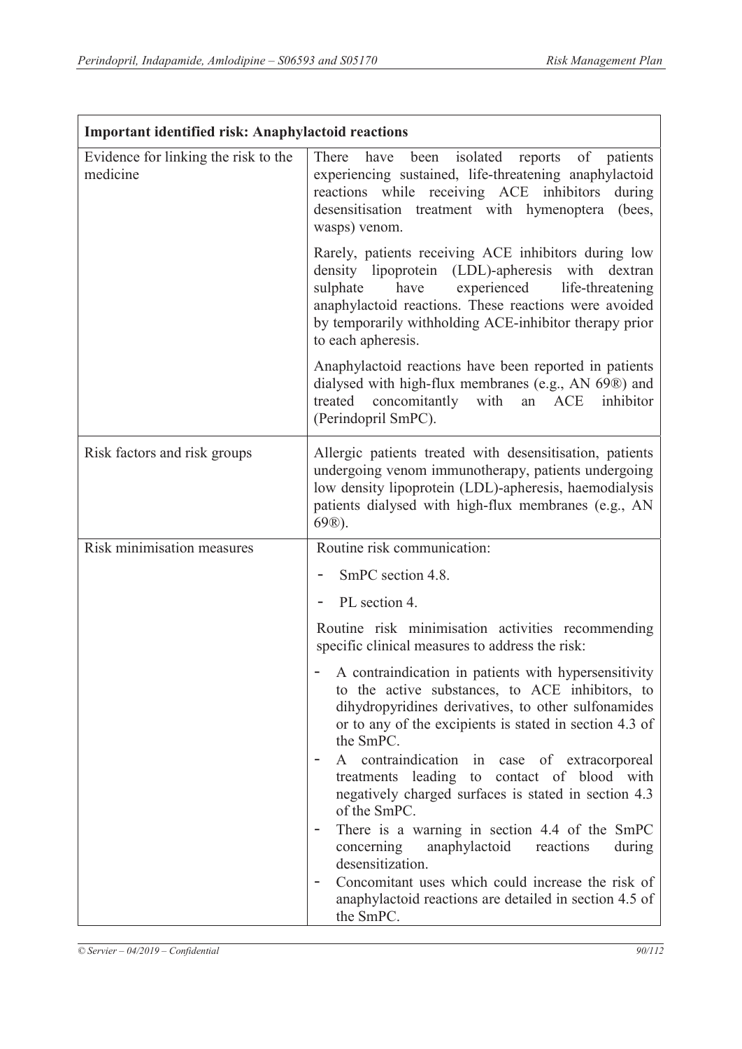| Important identified risk: Anaphylactoid reactions | |
|---|---|
| Evidence for linking the risk to the medicine | There have been isolated reports of patients experiencing sustained, life-threatening anaphylactoid reactions while receiving ACE inhibitors during desensitisation treatment with hymenoptera (bees, wasps) venom.<br><br>Rarely, patients receiving ACE inhibitors during low density lipoprotein (LDL)-apheresis with dextran sulphate have experienced life-threatening anaphylactoid reactions. These reactions were avoided by temporarily withholding ACE-inhibitor therapy prior to each apheresis.<br><br>Anaphylactoid reactions have been reported in patients dialysed with high-flux membranes (e.g., AN 69®) and treated concomitantly with an ACE inhibitor (Perindopril SmPC). |
| Risk factors and risk groups | Allergic patients treated with desensitisation, patients undergoing venom immunotherapy, patients undergoing low density lipoprotein (LDL)-apheresis, haemodialysis patients dialysed with high-flux membranes (e.g., AN 69®). |
| Risk minimisation measures | Routine risk communication:<br>- SmPC section 4.8.<br>- PL section 4.<br><br>Routine risk minimisation activities recommending specific clinical measures to address the risk:<br>- A contraindication in patients with hypersensitivity to the active substances, to ACE inhibitors, to dihydropyridines derivatives, to other sulfonamides or to any of the excipients is stated in section 4.3 of the SmPC.<br>- A contraindication in case of extracorporeal treatments leading to contact of blood with negatively charged surfaces is stated in section 4.3 of the SmPC.<br>- There is a warning in section 4.4 of the SmPC concerning anaphylactoid reactions during desensitization.<br>- Concomitant uses which could increase the risk of anaphylactoid reactions are detailed in section 4.5 of the SmPC. |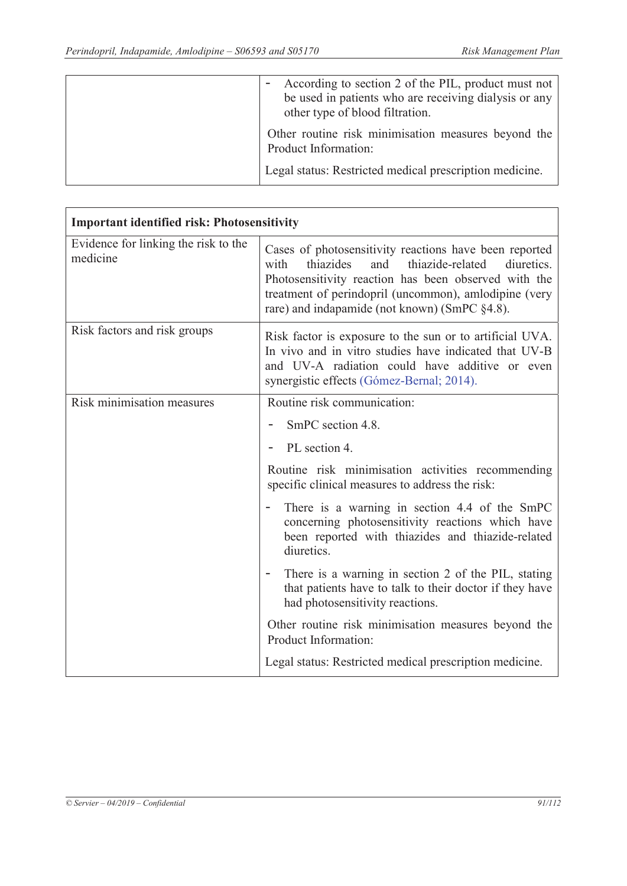| | |
|---|---|
| | - According to section 2 of the PIL, product must not be used in patients who are receiving dialysis or any other type of blood filtration.<br><br>Other routine risk minimisation measures beyond the Product Information:<br><br>Legal status: Restricted medical prescription medicine. |

| **Important identified risk: Photosensitivity** | |
|---|---|
| Evidence for linking the risk to the medicine | Cases of photosensitivity reactions have been reported with thiazides and thiazide-related diuretics. Photosensitivity reaction has been observed with the treatment of perindopril (uncommon), amlodipine (very rare) and indapamide (not known) (SmPC §4.8). |
| Risk factors and risk groups | Risk factor is exposure to the sun or to artificial UVA. In vivo and in vitro studies have indicated that UV-B and UV-A radiation could have additive or even synergistic effects (Gómez-Bernal; 2014). |
| Risk minimisation measures | Routine risk communication:<br><br>- SmPC section 4.8.<br><br>- PL section 4.<br><br>Routine risk minimisation activities recommending specific clinical measures to address the risk:<br><br>- There is a warning in section 4.4 of the SmPC concerning photosensitivity reactions which have been reported with thiazides and thiazide-related diuretics.<br><br>- There is a warning in section 2 of the PIL, stating that patients have to talk to their doctor if they have had photosensitivity reactions.<br><br>Other routine risk minimisation measures beyond the Product Information:<br><br>Legal status: Restricted medical prescription medicine. |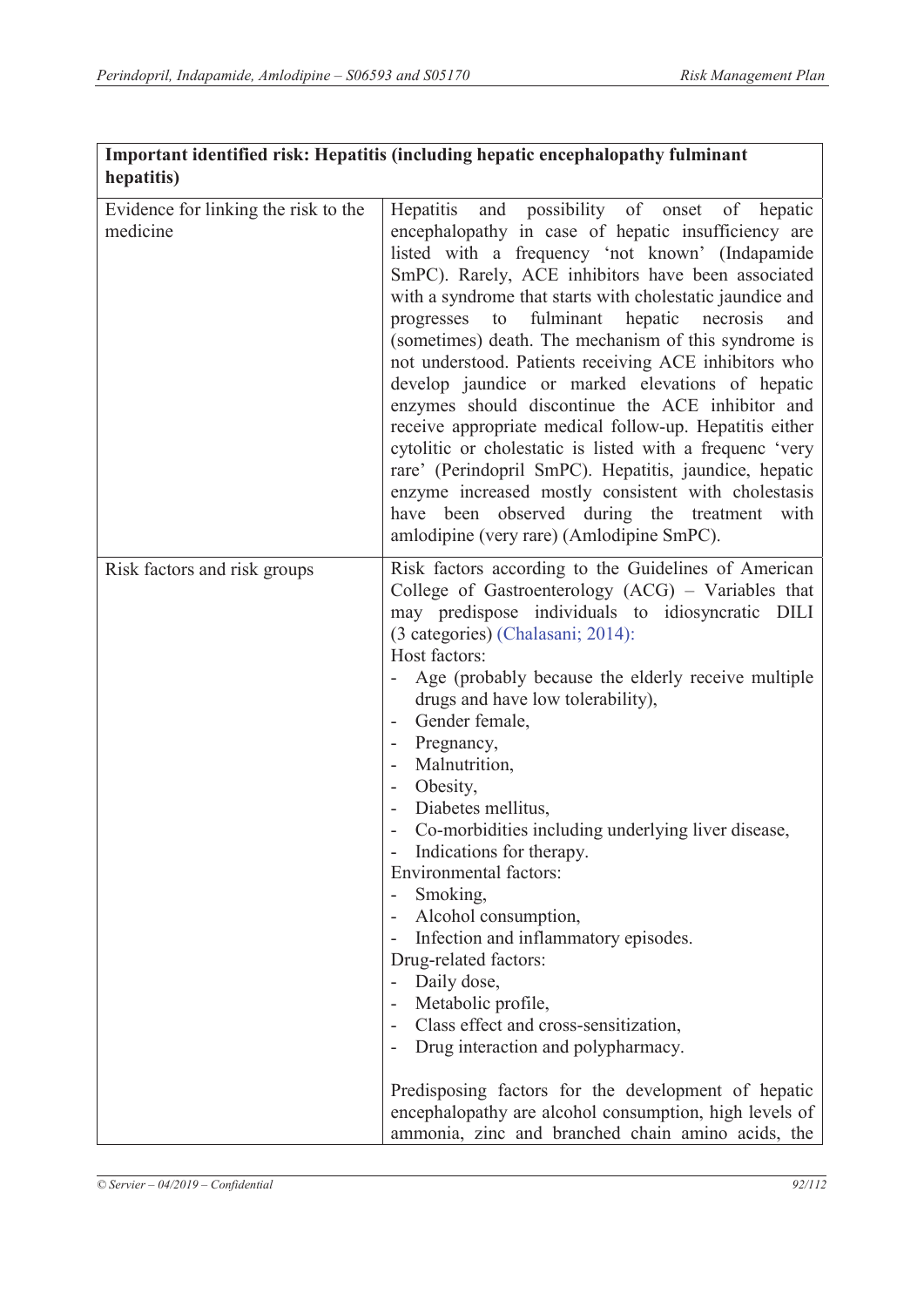| Important identified risk: Hepatitis (including hepatic encephalopathy fulminant hepatitis) | |
|---|---|
| Evidence for linking the risk to the medicine | Hepatitis and possibility of onset of hepatic encephalopathy in case of hepatic insufficiency are listed with a frequency 'not known' (Indapamide SmPC). Rarely, ACE inhibitors have been associated with a syndrome that starts with cholestatic jaundice and progresses to fulminant hepatic necrosis and (sometimes) death. The mechanism of this syndrome is not understood. Patients receiving ACE inhibitors who develop jaundice or marked elevations of hepatic enzymes should discontinue the ACE inhibitor and receive appropriate medical follow-up. Hepatitis either cytolitic or cholestatic is listed with a frequenc 'very rare' (Perindopril SmPC). Hepatitis, jaundice, hepatic enzyme increased mostly consistent with cholestasis have been observed during the treatment with amlodipine (very rare) (Amlodipine SmPC). |
| Risk factors and risk groups | Risk factors according to the Guidelines of American College of Gastroenterology (ACG) – Variables that may predispose individuals to idiosyncratic DILI (3 categories) (Chalasani; 2014):<br>Host factors:<br>- Age (probably because the elderly receive multiple drugs and have low tolerability),<br>- Gender female,<br>- Pregnancy,<br>- Malnutrition,<br>- Obesity,<br>- Diabetes mellitus,<br>- Co-morbidities including underlying liver disease,<br>- Indications for therapy.<br>Environmental factors:<br>- Smoking,<br>- Alcohol consumption,<br>- Infection and inflammatory episodes.<br>Drug-related factors:<br>- Daily dose,<br>- Metabolic profile,<br>- Class effect and cross-sensitization,<br>- Drug interaction and polypharmacy.<br><br>Predisposing factors for the development of hepatic encephalopathy are alcohol consumption, high levels of ammonia, zinc and branched chain amino acids, the |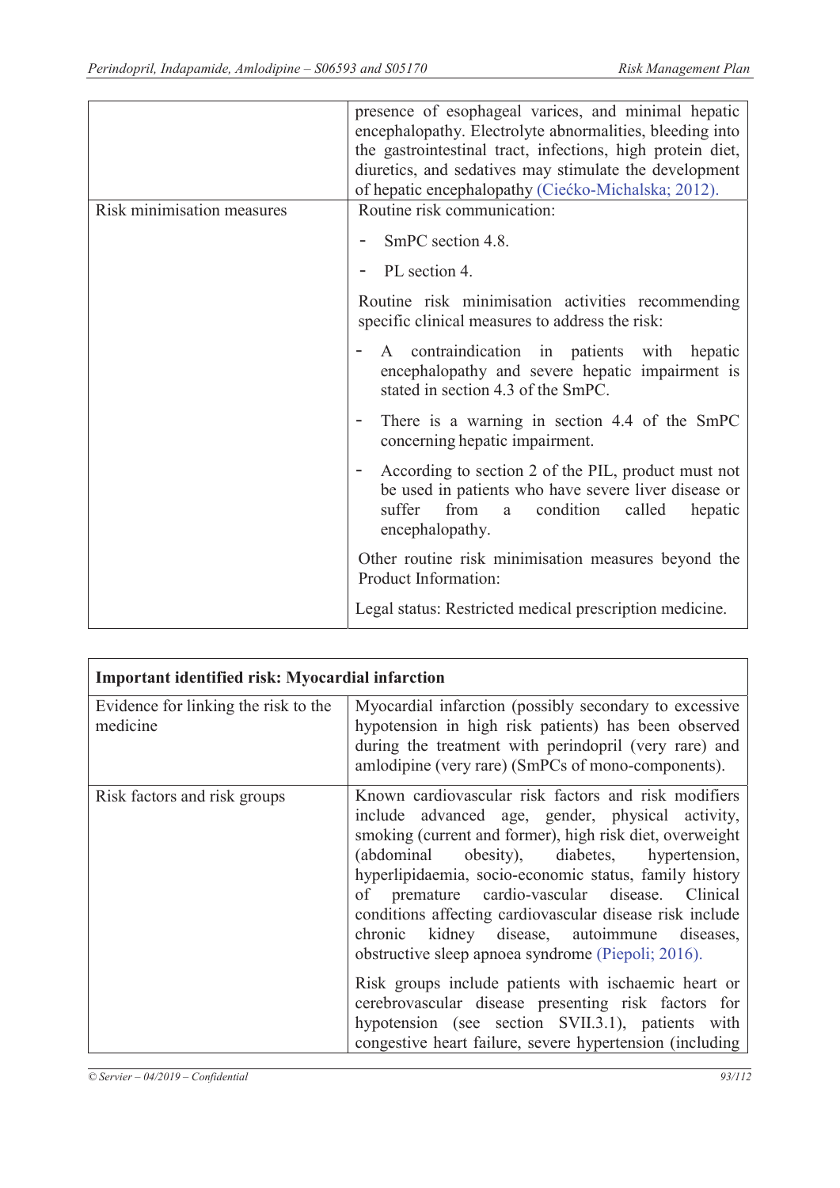| | |
|---|---|
| | presence of esophageal varices, and minimal hepatic encephalopathy. Electrolyte abnormalities, bleeding into the gastrointestinal tract, infections, high protein diet, diuretics, and sedatives may stimulate the development of hepatic encephalopathy (Ciećko-Michalska; 2012). |
| Risk minimisation measures | Routine risk communication:<br>- SmPC section 4.8.<br>- PL section 4.<br>Routine risk minimisation activities recommending specific clinical measures to address the risk:<br>- A contraindication in patients with hepatic encephalopathy and severe hepatic impairment is stated in section 4.3 of the SmPC.<br>- There is a warning in section 4.4 of the SmPC concerning hepatic impairment.<br>- According to section 2 of the PIL, product must not be used in patients who have severe liver disease or suffer from a condition called hepatic encephalopathy.<br>Other routine risk minimisation measures beyond the Product Information:<br>Legal status: Restricted medical prescription medicine. |

| **Important identified risk: Myocardial infarction** | |
|---|---|
| Evidence for linking the risk to the medicine | Myocardial infarction (possibly secondary to excessive hypotension in high risk patients) has been observed during the treatment with perindopril (very rare) and amlodipine (very rare) (SmPCs of mono-components). |
| Risk factors and risk groups | Known cardiovascular risk factors and risk modifiers include advanced age, gender, physical activity, smoking (current and former), high risk diet, overweight (abdominal obesity), diabetes, hypertension, hyperlipidaemia, socio-economic status, family history of premature cardio-vascular disease. Clinical conditions affecting cardiovascular disease risk include chronic kidney disease, autoimmune diseases, obstructive sleep apnoea syndrome (Piepoli; 2016).<br>Risk groups include patients with ischaemic heart or cerebrovascular disease presenting risk factors for hypotension (see section SVII.3.1), patients with congestive heart failure, severe hypertension (including |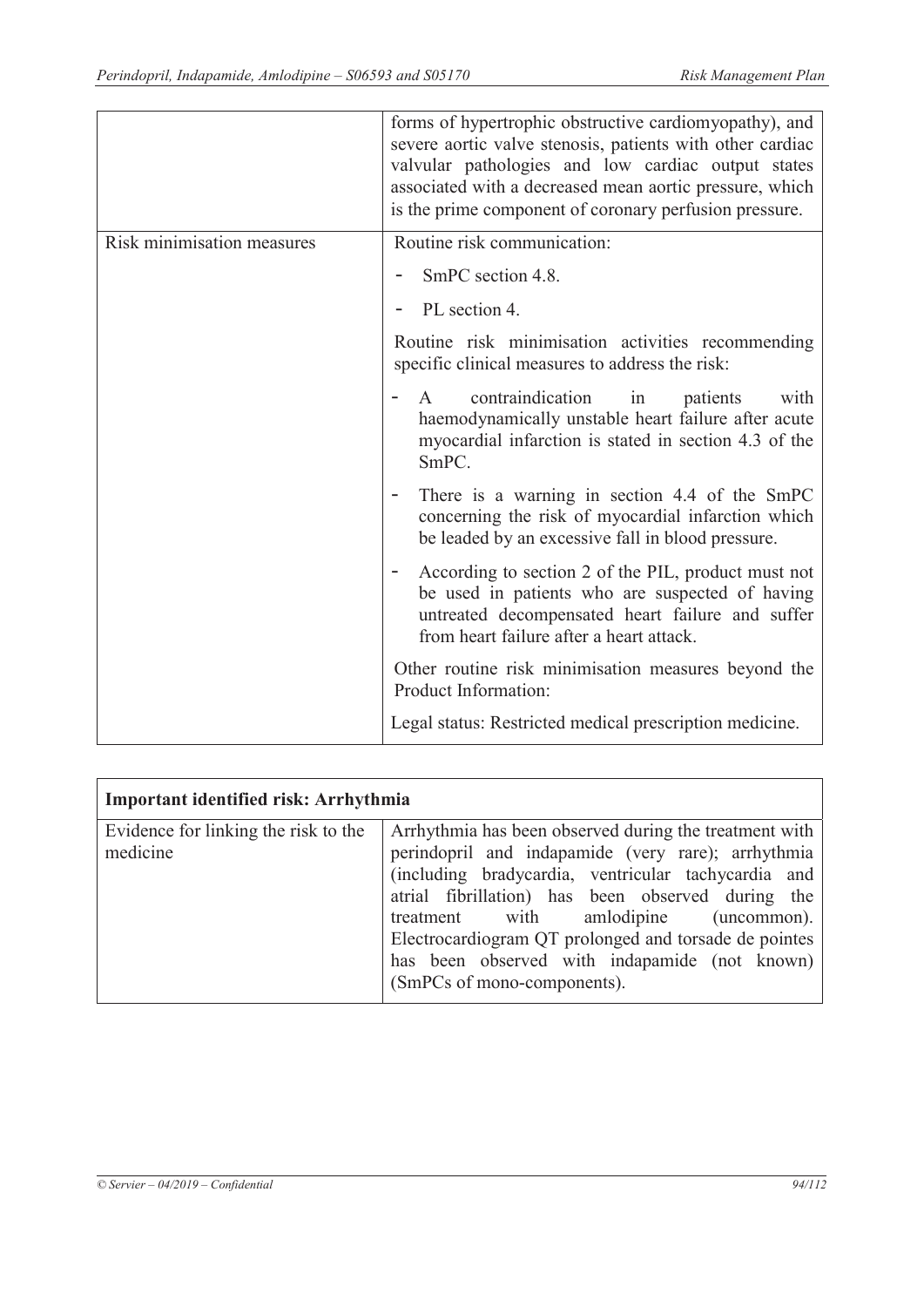| | |
|---|---|
| | forms of hypertrophic obstructive cardiomyopathy), and severe aortic valve stenosis, patients with other cardiac valvular pathologies and low cardiac output states associated with a decreased mean aortic pressure, which is the prime component of coronary perfusion pressure. |
| Risk minimisation measures | Routine risk communication:<br>- SmPC section 4.8.<br>- PL section 4.<br><br>Routine risk minimisation activities recommending specific clinical measures to address the risk:<br>- A contraindication in patients with haemodynamically unstable heart failure after acute myocardial infarction is stated in section 4.3 of the SmPC.<br>- There is a warning in section 4.4 of the SmPC concerning the risk of myocardial infarction which be leaded by an excessive fall in blood pressure.<br>- According to section 2 of the PIL, product must not be used in patients who are suspected of having untreated decompensated heart failure and suffer from heart failure after a heart attack.<br><br>Other routine risk minimisation measures beyond the Product Information:<br><br>Legal status: Restricted medical prescription medicine. |

| **Important identified risk: Arrhythmia** | |
|---|---|
| Evidence for linking the risk to the medicine | Arrhythmia has been observed during the treatment with perindopril and indapamide (very rare); arrhythmia (including bradycardia, ventricular tachycardia and atrial fibrillation) has been observed during the treatment with amlodipine (uncommon). Electrocardiogram QT prolonged and torsade de pointes has been observed with indapamide (not known) (SmPCs of mono-components). |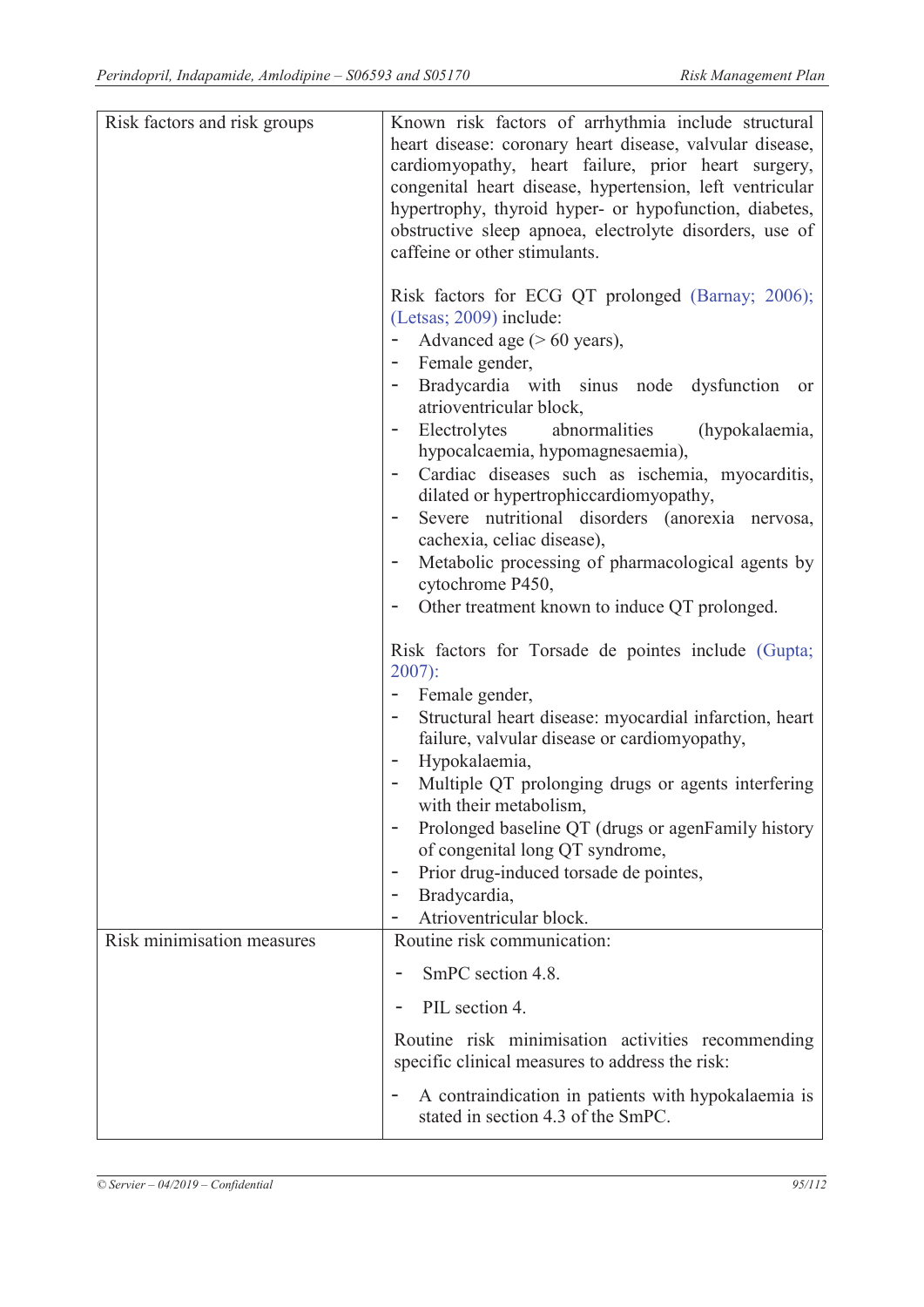| | |
|---|---|
| Risk factors and risk groups | Known risk factors of arrhythmia include structural heart disease: coronary heart disease, valvular disease, cardiomyopathy, heart failure, prior heart surgery, congenital heart disease, hypertension, left ventricular hypertrophy, thyroid hyper- or hypofunction, diabetes, obstructive sleep apnoea, electrolyte disorders, use of caffeine or other stimulants.<br><br>Risk factors for ECG QT prolonged (Barnay; 2006); (Letsas; 2009) include:<br>- Advanced age (> 60 years),<br>- Female gender,<br>- Bradycardia with sinus node dysfunction or atrioventricular block,<br>- Electrolytes abnormalities (hypokalaemia, hypocalcaemia, hypomagnesaemia),<br>- Cardiac diseases such as ischemia, myocarditis, dilated or hypertrophiccardiomyopathy,<br>- Severe nutritional disorders (anorexia nervosa, cachexia, celiac disease),<br>- Metabolic processing of pharmacological agents by cytochrome P450,<br>- Other treatment known to induce QT prolonged.<br><br>Risk factors for Torsade de pointes include (Gupta; 2007):<br>- Female gender,<br>- Structural heart disease: myocardial infarction, heart failure, valvular disease or cardiomyopathy,<br>- Hypokalaemia,<br>- Multiple QT prolonging drugs or agents interfering with their metabolism,<br>- Prolonged baseline QT (drugs or agenFamily history of congenital long QT syndrome,<br>- Prior drug-induced torsade de pointes,<br>- Bradycardia,<br>- Atrioventricular block. |
| Risk minimisation measures | Routine risk communication:<br>- SmPC section 4.8.<br>- PIL section 4.<br><br>Routine risk minimisation activities recommending specific clinical measures to address the risk:<br>- A contraindication in patients with hypokalaemia is stated in section 4.3 of the SmPC. |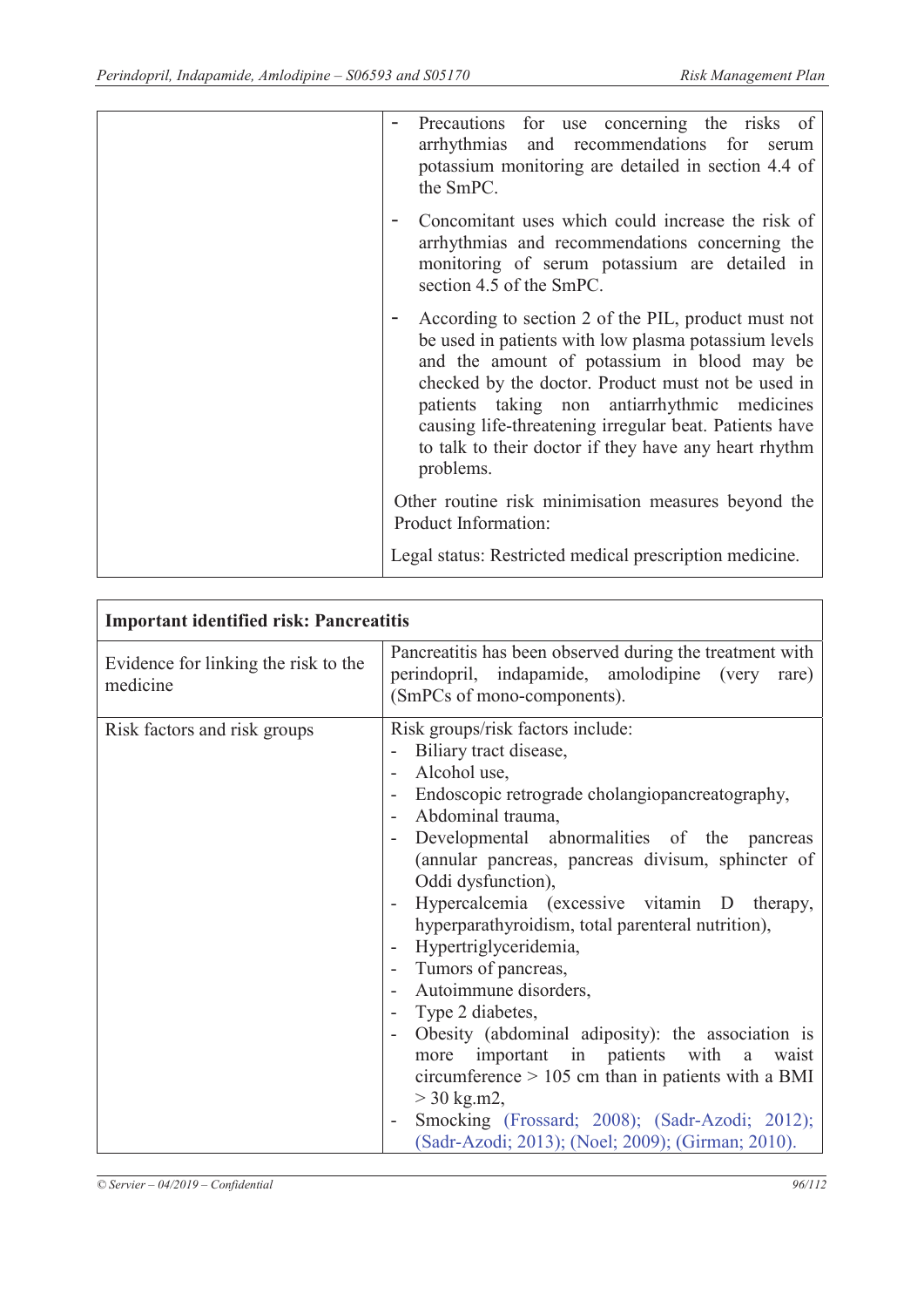| | |
|---|---|
| | - Precautions for use concerning the risks of arrhythmias and recommendations for serum potassium monitoring are detailed in section 4.4 of the SmPC.<br>- Concomitant uses which could increase the risk of arrhythmias and recommendations concerning the monitoring of serum potassium are detailed in section 4.5 of the SmPC.<br>- According to section 2 of the PIL, product must not be used in patients with low plasma potassium levels and the amount of potassium in blood may be checked by the doctor. Product must not be used in patients taking non antiarrhythmic medicines causing life-threatening irregular beat. Patients have to talk to their doctor if they have any heart rhythm problems.<br><br>Other routine risk minimisation measures beyond the Product Information:<br><br>Legal status: Restricted medical prescription medicine. |

| **Important identified risk: Pancreatitis** | |
|---|---|
| Evidence for linking the risk to the medicine | Pancreatitis has been observed during the treatment with perindopril, indapamide, amolodipine (very rare) (SmPCs of mono-components). |
| Risk factors and risk groups | Risk groups/risk factors include:<br>- Biliary tract disease,<br>- Alcohol use,<br>- Endoscopic retrograde cholangiopancreatography,<br>- Abdominal trauma,<br>- Developmental abnormalities of the pancreas (annular pancreas, pancreas divisum, sphincter of Oddi dysfunction),<br>- Hypercalcemia (excessive vitamin D therapy, hyperparathyroidism, total parenteral nutrition),<br>- Hypertriglyceridemia,<br>- Tumors of pancreas,<br>- Autoimmune disorders,<br>- Type 2 diabetes,<br>- Obesity (abdominal adiposity): the association is more important in patients with a waist circumference > 105 cm than in patients with a BMI > 30 kg.m2,<br>- Smocking (Frossard; 2008); (Sadr-Azodi; 2012); (Sadr-Azodi; 2013); (Noel; 2009); (Girman; 2010). |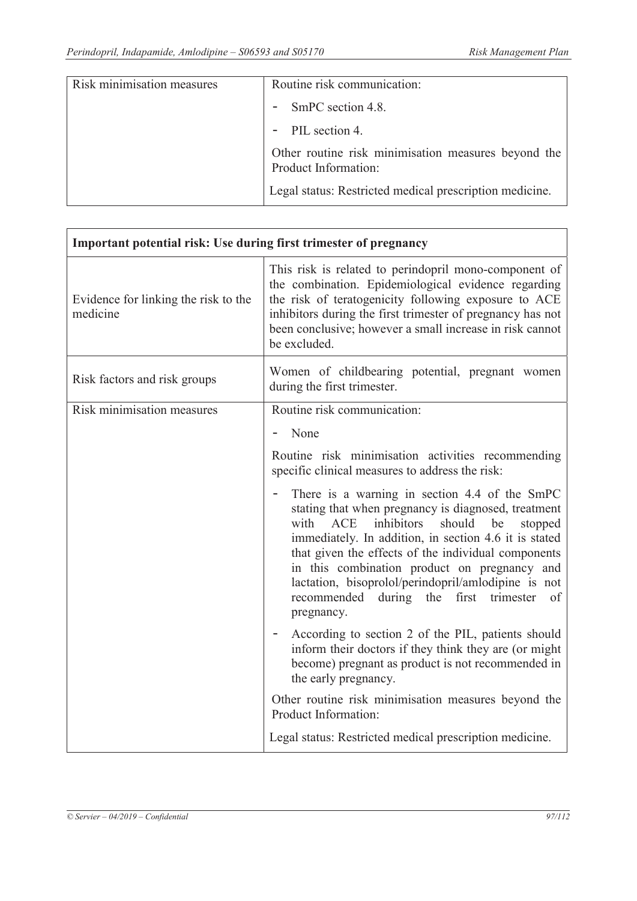| | |
|---|---|
| Risk minimisation measures | Routine risk communication:<br>- SmPC section 4.8.<br>- PIL section 4.<br>Other routine risk minimisation measures beyond the Product Information:<br>Legal status: Restricted medical prescription medicine. |

| **Important potential risk: Use during first trimester of pregnancy** | |
|---|---|
| Evidence for linking the risk to the medicine | This risk is related to perindopril mono-component of the combination. Epidemiological evidence regarding the risk of teratogenicity following exposure to ACE inhibitors during the first trimester of pregnancy has not been conclusive; however a small increase in risk cannot be excluded. |
| Risk factors and risk groups | Women of childbearing potential, pregnant women during the first trimester. |
| Risk minimisation measures | Routine risk communication:<br>- None<br>Routine risk minimisation activities recommending specific clinical measures to address the risk:<br>- There is a warning in section 4.4 of the SmPC stating that when pregnancy is diagnosed, treatment with ACE inhibitors should be stopped immediately. In addition, in section 4.6 it is stated that given the effects of the individual components in this combination product on pregnancy and lactation, bisoprolol/perindopril/amlodipine is not recommended during the first trimester of pregnancy.<br>- According to section 2 of the PIL, patients should inform their doctors if they think they are (or might become) pregnant as product is not recommended in the early pregnancy.<br>Other routine risk minimisation measures beyond the Product Information:<br>Legal status: Restricted medical prescription medicine. |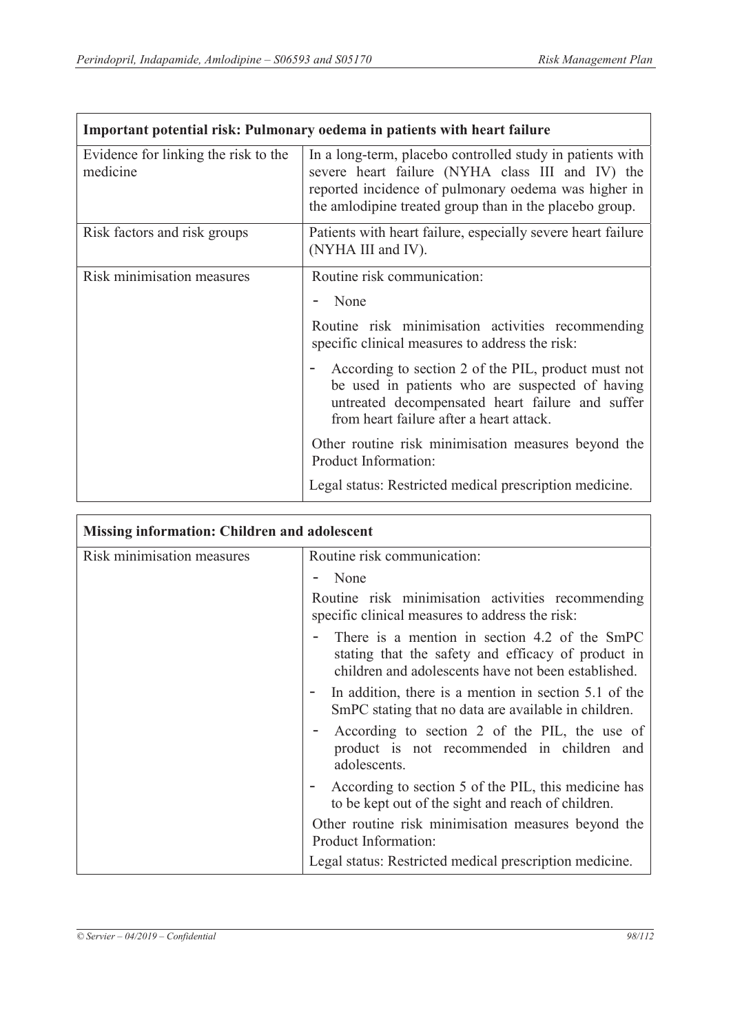| Important potential risk: Pulmonary oedema in patients with heart failure | |
|---|---|
| Evidence for linking the risk to the medicine | In a long-term, placebo controlled study in patients with severe heart failure (NYHA class III and IV) the reported incidence of pulmonary oedema was higher in the amlodipine treated group than in the placebo group. |
| Risk factors and risk groups | Patients with heart failure, especially severe heart failure (NYHA III and IV). |
| Risk minimisation measures | Routine risk communication:<br>- None<br>Routine risk minimisation activities recommending specific clinical measures to address the risk:<br>- According to section 2 of the PIL, product must not be used in patients who are suspected of having untreated decompensated heart failure and suffer from heart failure after a heart attack.<br>Other routine risk minimisation measures beyond the Product Information:<br>Legal status: Restricted medical prescription medicine. |

| Missing information: Children and adolescent | |
|---|---|
| Risk minimisation measures | Routine risk communication:<br>- None<br>Routine risk minimisation activities recommending specific clinical measures to address the risk:<br>- There is a mention in section 4.2 of the SmPC stating that the safety and efficacy of product in children and adolescents have not been established.<br>- In addition, there is a mention in section 5.1 of the SmPC stating that no data are available in children.<br>- According to section 2 of the PIL, the use of product is not recommended in children and adolescents.<br>- According to section 5 of the PIL, this medicine has to be kept out of the sight and reach of children.<br>Other routine risk minimisation measures beyond the Product Information:<br>Legal status: Restricted medical prescription medicine. |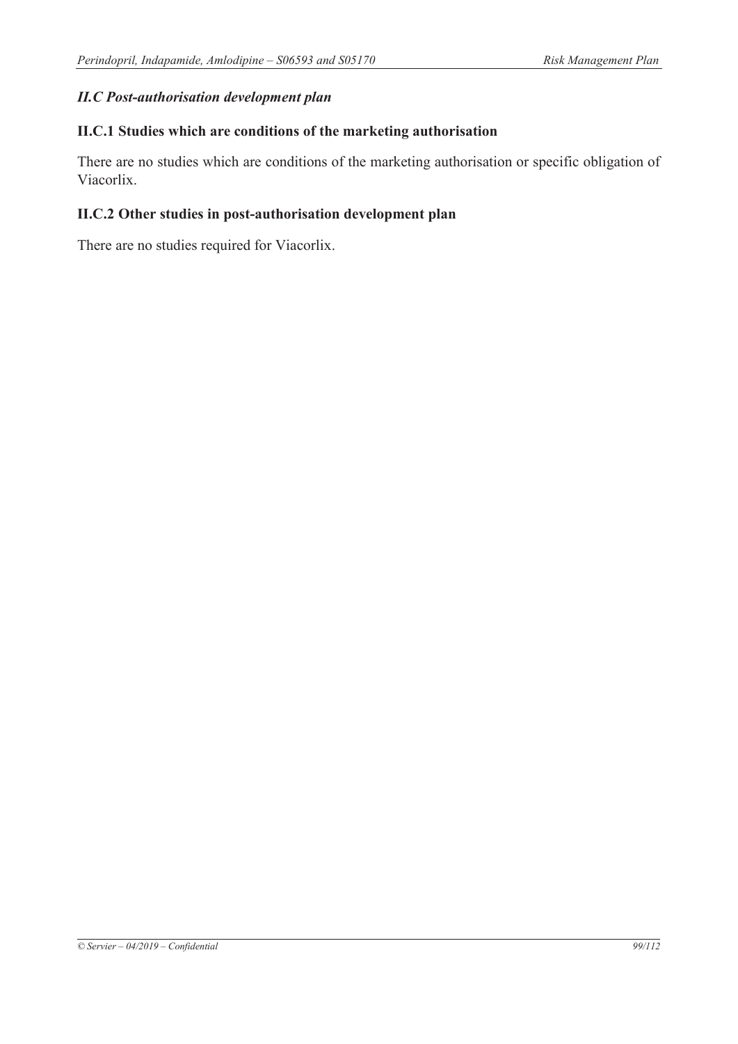### *II.C Post-authorisation development plan*

#### II.C.1 Studies which are conditions of the marketing authorisation

There are no studies which are conditions of the marketing authorisation or specific obligation of Viacorlix.

#### II.C.2 Other studies in post-authorisation development plan

There are no studies required for Viacorlix.